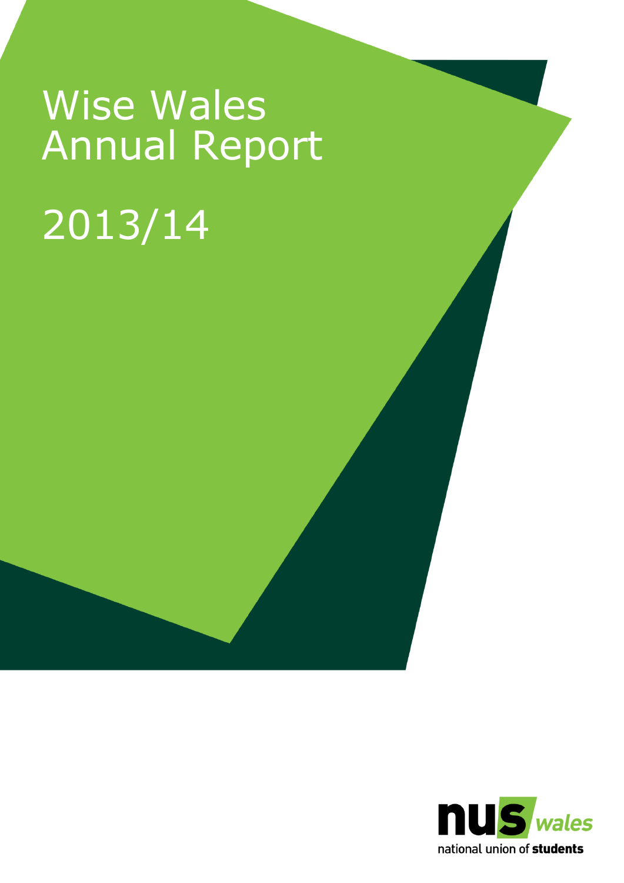# Wise Wales Annual Report

# 2013/14

nus wales

national union of students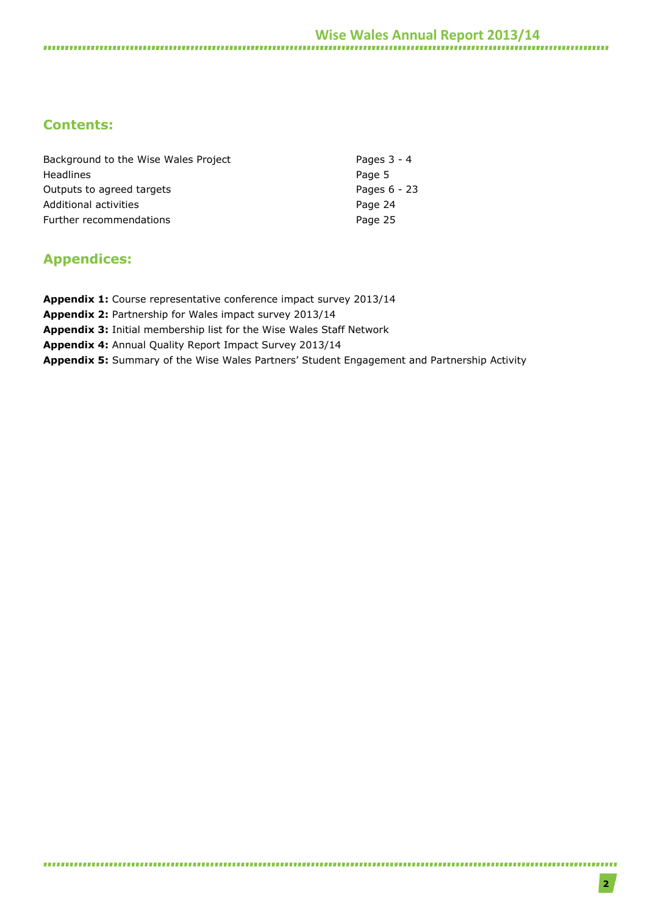## Contents:

| | |
|---|---|
| Background to the Wise Wales Project | Pages 3 - 4 |
| Headlines | Page 5 |
| Outputs to agreed targets | Pages 6 - 23 |
| Additional activities | Page 24 |
| Further recommendations | Page 25 |

## Appendices:

**Appendix 1:** Course representative conference impact survey 2013/14

**Appendix 2:** Partnership for Wales impact survey 2013/14

**Appendix 3:** Initial membership list for the Wise Wales Staff Network

**Appendix 4:** Annual Quality Report Impact Survey 2013/14

**Appendix 5:** Summary of the Wise Wales Partners' Student Engagement and Partnership Activity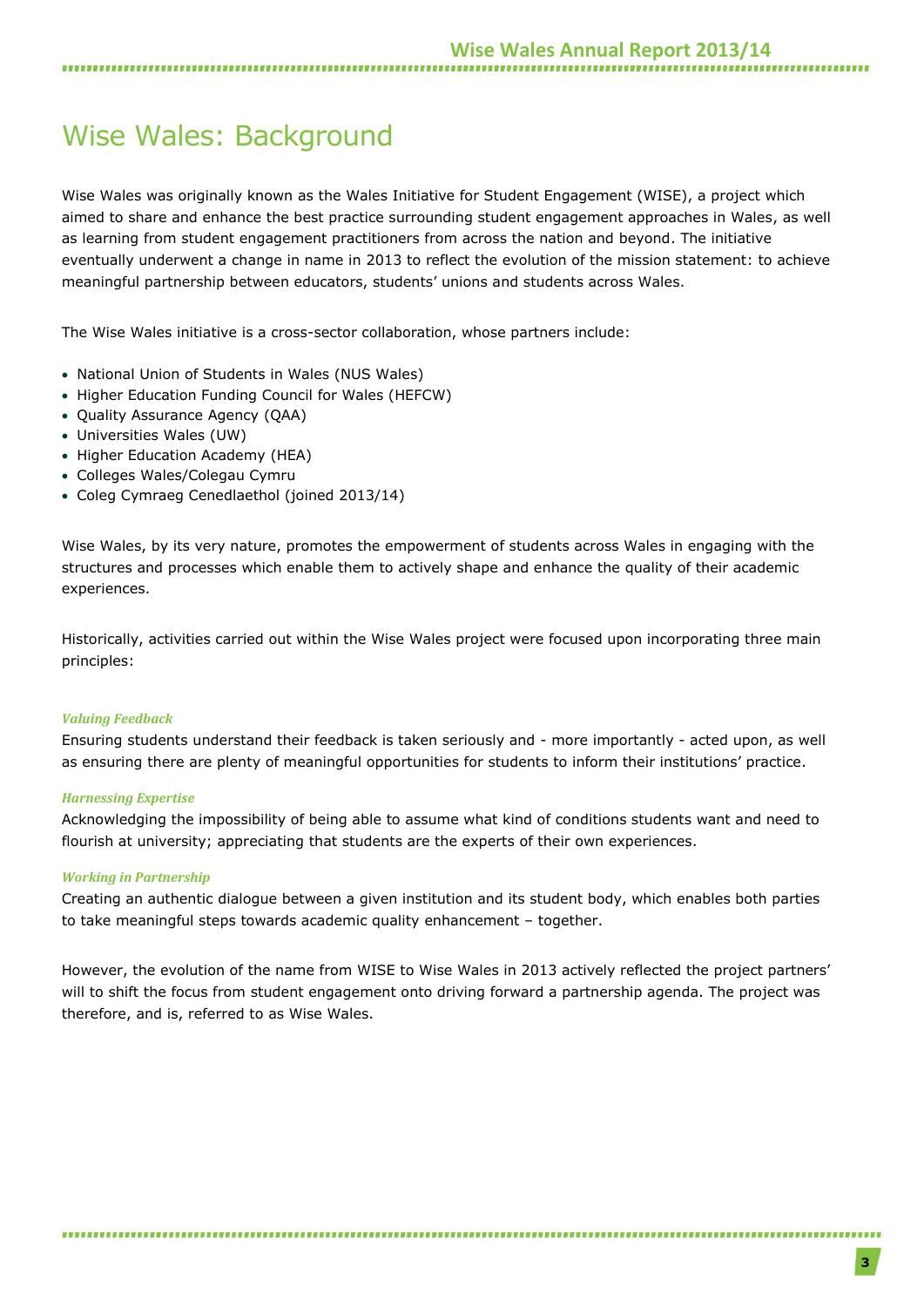# Wise Wales: Background

Wise Wales was originally known as the Wales Initiative for Student Engagement (WISE), a project which aimed to share and enhance the best practice surrounding student engagement approaches in Wales, as well as learning from student engagement practitioners from across the nation and beyond. The initiative eventually underwent a change in name in 2013 to reflect the evolution of the mission statement: to achieve meaningful partnership between educators, students' unions and students across Wales.

The Wise Wales initiative is a cross-sector collaboration, whose partners include:

- National Union of Students in Wales (NUS Wales)
- Higher Education Funding Council for Wales (HEFCW)
- Quality Assurance Agency (QAA)
- Universities Wales (UW)
- Higher Education Academy (HEA)
- Colleges Wales/Colegau Cymru
- Coleg Cymraeg Cenedlaethol (joined 2013/14)

Wise Wales, by its very nature, promotes the empowerment of students across Wales in engaging with the structures and processes which enable them to actively shape and enhance the quality of their academic experiences.

Historically, activities carried out within the Wise Wales project were focused upon incorporating three main principles:

***Valuing Feedback***

Ensuring students understand their feedback is taken seriously and - more importantly - acted upon, as well as ensuring there are plenty of meaningful opportunities for students to inform their institutions' practice.

***Harnessing Expertise***

Acknowledging the impossibility of being able to assume what kind of conditions students want and need to flourish at university; appreciating that students are the experts of their own experiences.

***Working in Partnership***

Creating an authentic dialogue between a given institution and its student body, which enables both parties to take meaningful steps towards academic quality enhancement – together.

However, the evolution of the name from WISE to Wise Wales in 2013 actively reflected the project partners' will to shift the focus from student engagement onto driving forward a partnership agenda. The project was therefore, and is, referred to as Wise Wales.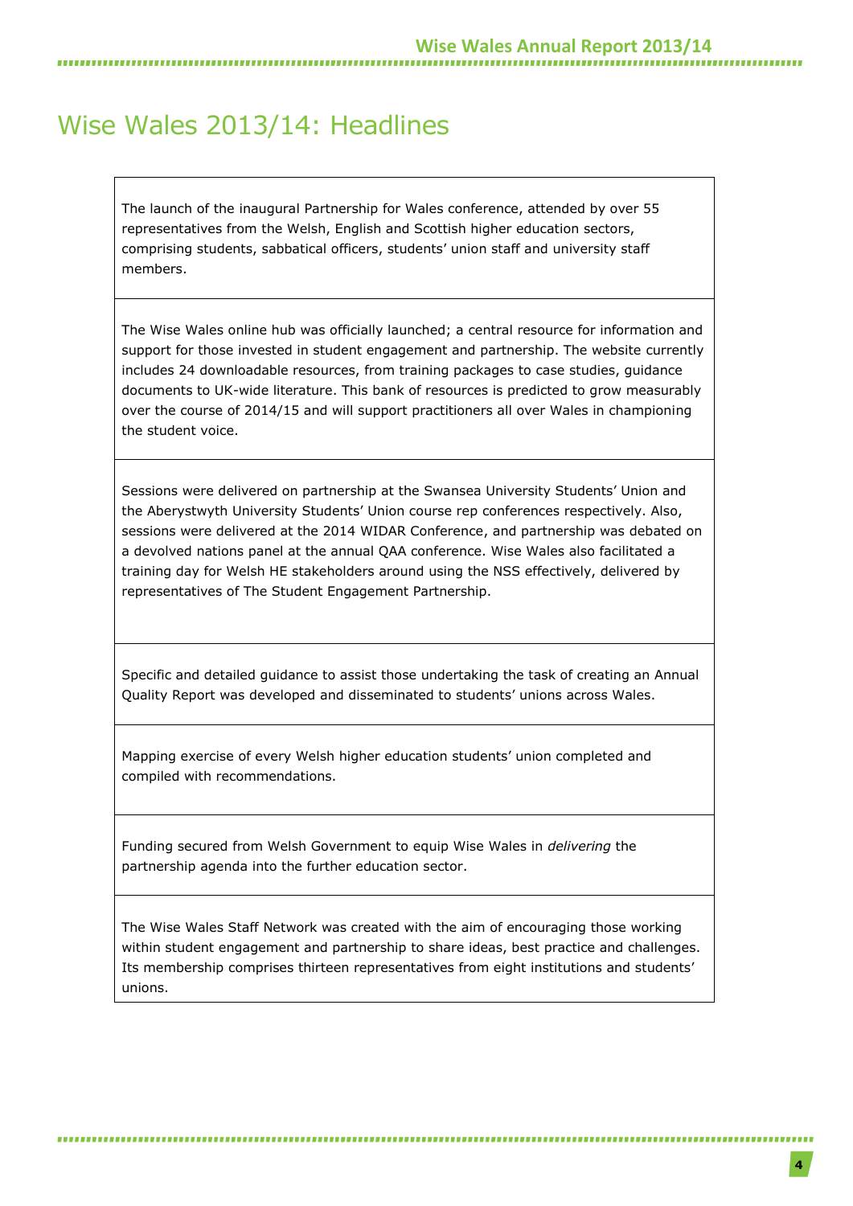# Wise Wales 2013/14: Headlines

The launch of the inaugural Partnership for Wales conference, attended by over 55 representatives from the Welsh, English and Scottish higher education sectors, comprising students, sabbatical officers, students' union staff and university staff members.

The Wise Wales online hub was officially launched; a central resource for information and support for those invested in student engagement and partnership. The website currently includes 24 downloadable resources, from training packages to case studies, guidance documents to UK-wide literature. This bank of resources is predicted to grow measurably over the course of 2014/15 and will support practitioners all over Wales in championing the student voice.

Sessions were delivered on partnership at the Swansea University Students' Union and the Aberystwyth University Students' Union course rep conferences respectively. Also, sessions were delivered at the 2014 WIDAR Conference, and partnership was debated on a devolved nations panel at the annual QAA conference. Wise Wales also facilitated a training day for Welsh HE stakeholders around using the NSS effectively, delivered by representatives of The Student Engagement Partnership.

Specific and detailed guidance to assist those undertaking the task of creating an Annual Quality Report was developed and disseminated to students' unions across Wales.

Mapping exercise of every Welsh higher education students' union completed and compiled with recommendations.

Funding secured from Welsh Government to equip Wise Wales in *delivering* the partnership agenda into the further education sector.

The Wise Wales Staff Network was created with the aim of encouraging those working within student engagement and partnership to share ideas, best practice and challenges. Its membership comprises thirteen representatives from eight institutions and students' unions.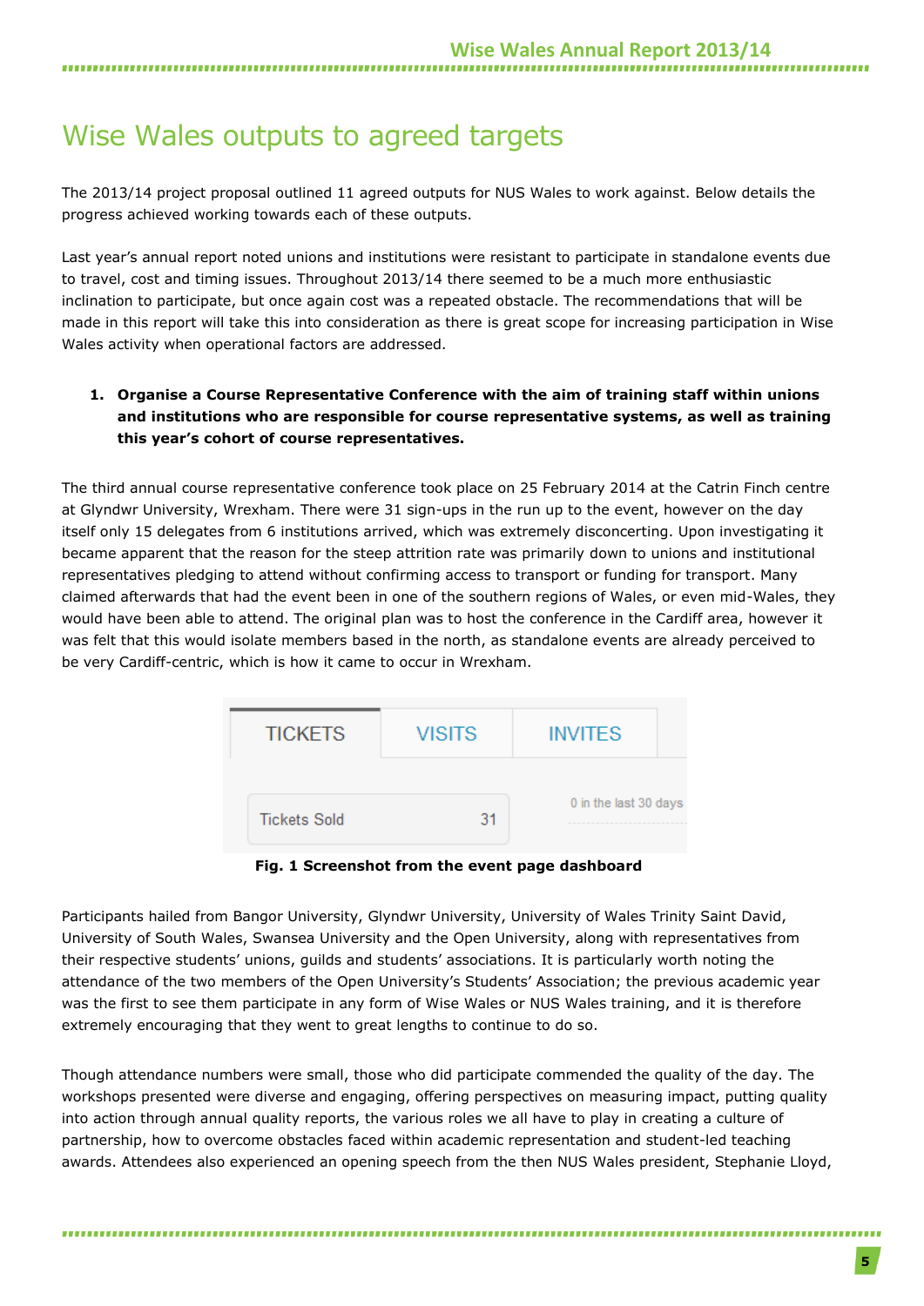# Wise Wales outputs to agreed targets

The 2013/14 project proposal outlined 11 agreed outputs for NUS Wales to work against. Below details the progress achieved working towards each of these outputs.

Last year's annual report noted unions and institutions were resistant to participate in standalone events due to travel, cost and timing issues. Throughout 2013/14 there seemed to be a much more enthusiastic inclination to participate, but once again cost was a repeated obstacle. The recommendations that will be made in this report will take this into consideration as there is great scope for increasing participation in Wise Wales activity when operational factors are addressed.

1. **Organise a Course Representative Conference with the aim of training staff within unions and institutions who are responsible for course representative systems, as well as training this year's cohort of course representatives.**

The third annual course representative conference took place on 25 February 2014 at the Catrin Finch centre at Glyndwr University, Wrexham. There were 31 sign-ups in the run up to the event, however on the day itself only 15 delegates from 6 institutions arrived, which was extremely disconcerting. Upon investigating it became apparent that the reason for the steep attrition rate was primarily down to unions and institutional representatives pledging to attend without confirming access to transport or funding for transport. Many claimed afterwards that had the event been in one of the southern regions of Wales, or even mid-Wales, they would have been able to attend. The original plan was to host the conference in the Cardiff area, however it was felt that this would isolate members based in the north, as standalone events are already perceived to be very Cardiff-centric, which is how it came to occur in Wrexham.

| TICKETS | VISITS | INVITES |
|---|---|---|
| Tickets Sold 31 | | 0 in the last 30 days |

**Fig. 1 Screenshot from the event page dashboard**

Participants hailed from Bangor University, Glyndwr University, University of Wales Trinity Saint David, University of South Wales, Swansea University and the Open University, along with representatives from their respective students' unions, guilds and students' associations. It is particularly worth noting the attendance of the two members of the Open University's Students' Association; the previous academic year was the first to see them participate in any form of Wise Wales or NUS Wales training, and it is therefore extremely encouraging that they went to great lengths to continue to do so.

Though attendance numbers were small, those who did participate commended the quality of the day. The workshops presented were diverse and engaging, offering perspectives on measuring impact, putting quality into action through annual quality reports, the various roles we all have to play in creating a culture of partnership, how to overcome obstacles faced within academic representation and student-led teaching awards. Attendees also experienced an opening speech from the then NUS Wales president, Stephanie Lloyd,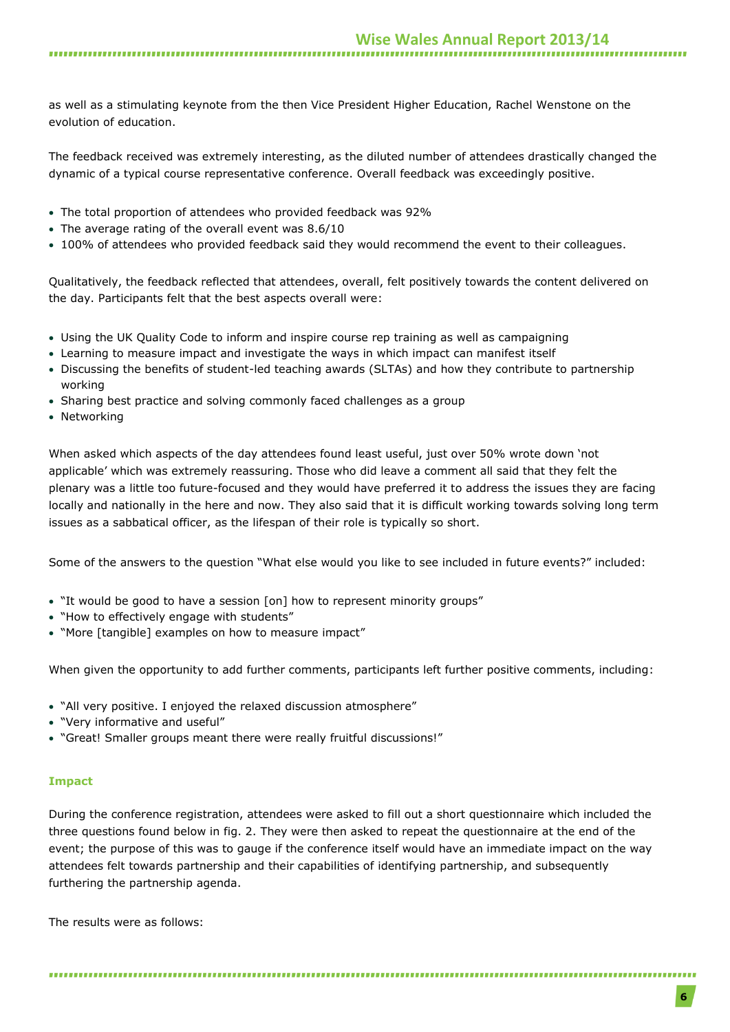as well as a stimulating keynote from the then Vice President Higher Education, Rachel Wenstone on the evolution of education.

The feedback received was extremely interesting, as the diluted number of attendees drastically changed the dynamic of a typical course representative conference. Overall feedback was exceedingly positive.

- The total proportion of attendees who provided feedback was 92%
- The average rating of the overall event was 8.6/10
- 100% of attendees who provided feedback said they would recommend the event to their colleagues.

Qualitatively, the feedback reflected that attendees, overall, felt positively towards the content delivered on the day. Participants felt that the best aspects overall were:

- Using the UK Quality Code to inform and inspire course rep training as well as campaigning
- Learning to measure impact and investigate the ways in which impact can manifest itself
- Discussing the benefits of student-led teaching awards (SLTAs) and how they contribute to partnership working
- Sharing best practice and solving commonly faced challenges as a group
- Networking

When asked which aspects of the day attendees found least useful, just over 50% wrote down 'not applicable' which was extremely reassuring. Those who did leave a comment all said that they felt the plenary was a little too future-focused and they would have preferred it to address the issues they are facing locally and nationally in the here and now. They also said that it is difficult working towards solving long term issues as a sabbatical officer, as the lifespan of their role is typically so short.

Some of the answers to the question "What else would you like to see included in future events?" included:

- "It would be good to have a session [on] how to represent minority groups"
- "How to effectively engage with students"
- "More [tangible] examples on how to measure impact"

When given the opportunity to add further comments, participants left further positive comments, including:

- "All very positive. I enjoyed the relaxed discussion atmosphere"
- "Very informative and useful"
- "Great! Smaller groups meant there were really fruitful discussions!"

### Impact

During the conference registration, attendees were asked to fill out a short questionnaire which included the three questions found below in fig. 2. They were then asked to repeat the questionnaire at the end of the event; the purpose of this was to gauge if the conference itself would have an immediate impact on the way attendees felt towards partnership and their capabilities of identifying partnership, and subsequently furthering the partnership agenda.

The results were as follows: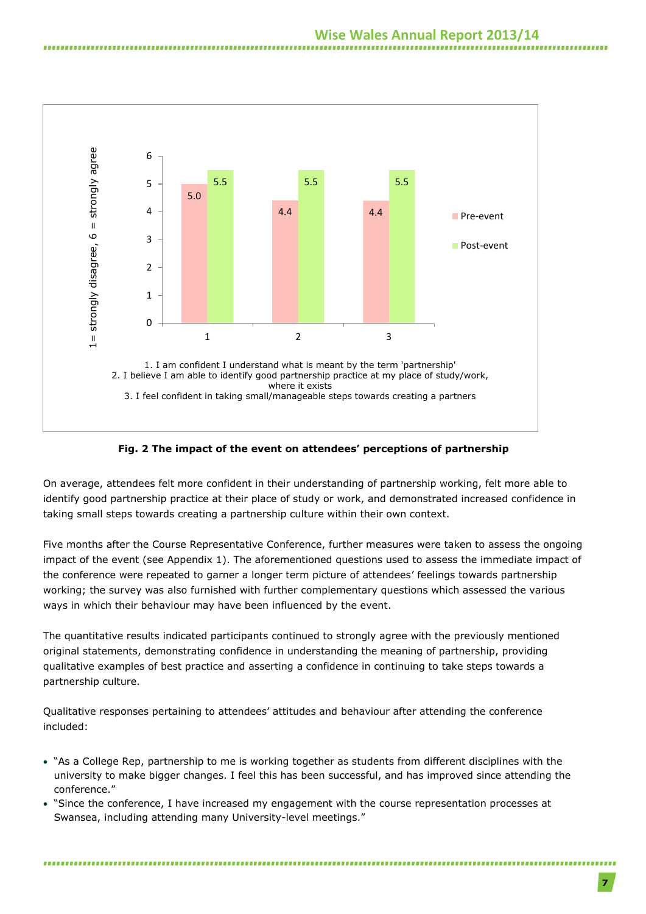| Statement | Pre-event | Post-event |
|---|---|---|
| 1 | 5.0 | 5.5 |
| 2 | 4.4 | 5.5 |
| 3 | 4.4 | 5.5 |

1= strongly disagree, 6 = strongly agree

1. I am confident I understand what is meant by the term 'partnership'
2. I believe I am able to identify good partnership practice at my place of study/work, where it exists
3. I feel confident in taking small/manageable steps towards creating a partners

**Fig. 2 The impact of the event on attendees' perceptions of partnership**

On average, attendees felt more confident in their understanding of partnership working, felt more able to identify good partnership practice at their place of study or work, and demonstrated increased confidence in taking small steps towards creating a partnership culture within their own context.

Five months after the Course Representative Conference, further measures were taken to assess the ongoing impact of the event (see Appendix 1). The aforementioned questions used to assess the immediate impact of the conference were repeated to garner a longer term picture of attendees' feelings towards partnership working; the survey was also furnished with further complementary questions which assessed the various ways in which their behaviour may have been influenced by the event.

The quantitative results indicated participants continued to strongly agree with the previously mentioned original statements, demonstrating confidence in understanding the meaning of partnership, providing qualitative examples of best practice and asserting a confidence in continuing to take steps towards a partnership culture.

Qualitative responses pertaining to attendees' attitudes and behaviour after attending the conference included:

- "As a College Rep, partnership to me is working together as students from different disciplines with the university to make bigger changes. I feel this has been successful, and has improved since attending the conference."
- "Since the conference, I have increased my engagement with the course representation processes at Swansea, including attending many University-level meetings."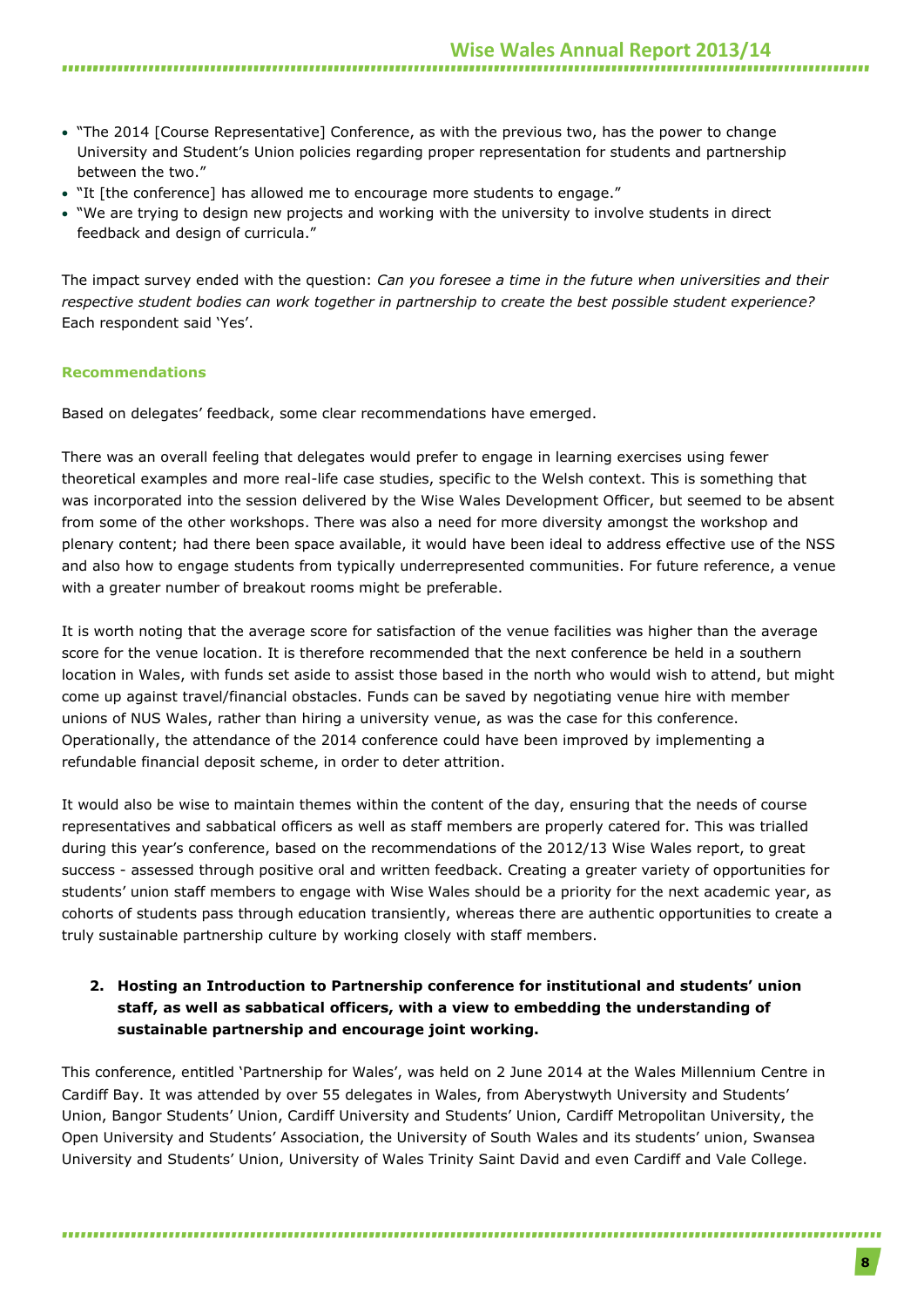- "The 2014 [Course Representative] Conference, as with the previous two, has the power to change University and Student's Union policies regarding proper representation for students and partnership between the two."
- "It [the conference] has allowed me to encourage more students to engage."
- "We are trying to design new projects and working with the university to involve students in direct feedback and design of curricula."

The impact survey ended with the question: *Can you foresee a time in the future when universities and their respective student bodies can work together in partnership to create the best possible student experience?* Each respondent said 'Yes'.

**Recommendations**

Based on delegates' feedback, some clear recommendations have emerged.

There was an overall feeling that delegates would prefer to engage in learning exercises using fewer theoretical examples and more real-life case studies, specific to the Welsh context. This is something that was incorporated into the session delivered by the Wise Wales Development Officer, but seemed to be absent from some of the other workshops. There was also a need for more diversity amongst the workshop and plenary content; had there been space available, it would have been ideal to address effective use of the NSS and also how to engage students from typically underrepresented communities. For future reference, a venue with a greater number of breakout rooms might be preferable.

It is worth noting that the average score for satisfaction of the venue facilities was higher than the average score for the venue location. It is therefore recommended that the next conference be held in a southern location in Wales, with funds set aside to assist those based in the north who would wish to attend, but might come up against travel/financial obstacles. Funds can be saved by negotiating venue hire with member unions of NUS Wales, rather than hiring a university venue, as was the case for this conference. Operationally, the attendance of the 2014 conference could have been improved by implementing a refundable financial deposit scheme, in order to deter attrition.

It would also be wise to maintain themes within the content of the day, ensuring that the needs of course representatives and sabbatical officers as well as staff members are properly catered for. This was trialled during this year's conference, based on the recommendations of the 2012/13 Wise Wales report, to great success - assessed through positive oral and written feedback. Creating a greater variety of opportunities for students' union staff members to engage with Wise Wales should be a priority for the next academic year, as cohorts of students pass through education transiently, whereas there are authentic opportunities to create a truly sustainable partnership culture by working closely with staff members.

2. **Hosting an Introduction to Partnership conference for institutional and students' union staff, as well as sabbatical officers, with a view to embedding the understanding of sustainable partnership and encourage joint working.**

This conference, entitled 'Partnership for Wales', was held on 2 June 2014 at the Wales Millennium Centre in Cardiff Bay. It was attended by over 55 delegates in Wales, from Aberystwyth University and Students' Union, Bangor Students' Union, Cardiff University and Students' Union, Cardiff Metropolitan University, the Open University and Students' Association, the University of South Wales and its students' union, Swansea University and Students' Union, University of Wales Trinity Saint David and even Cardiff and Vale College.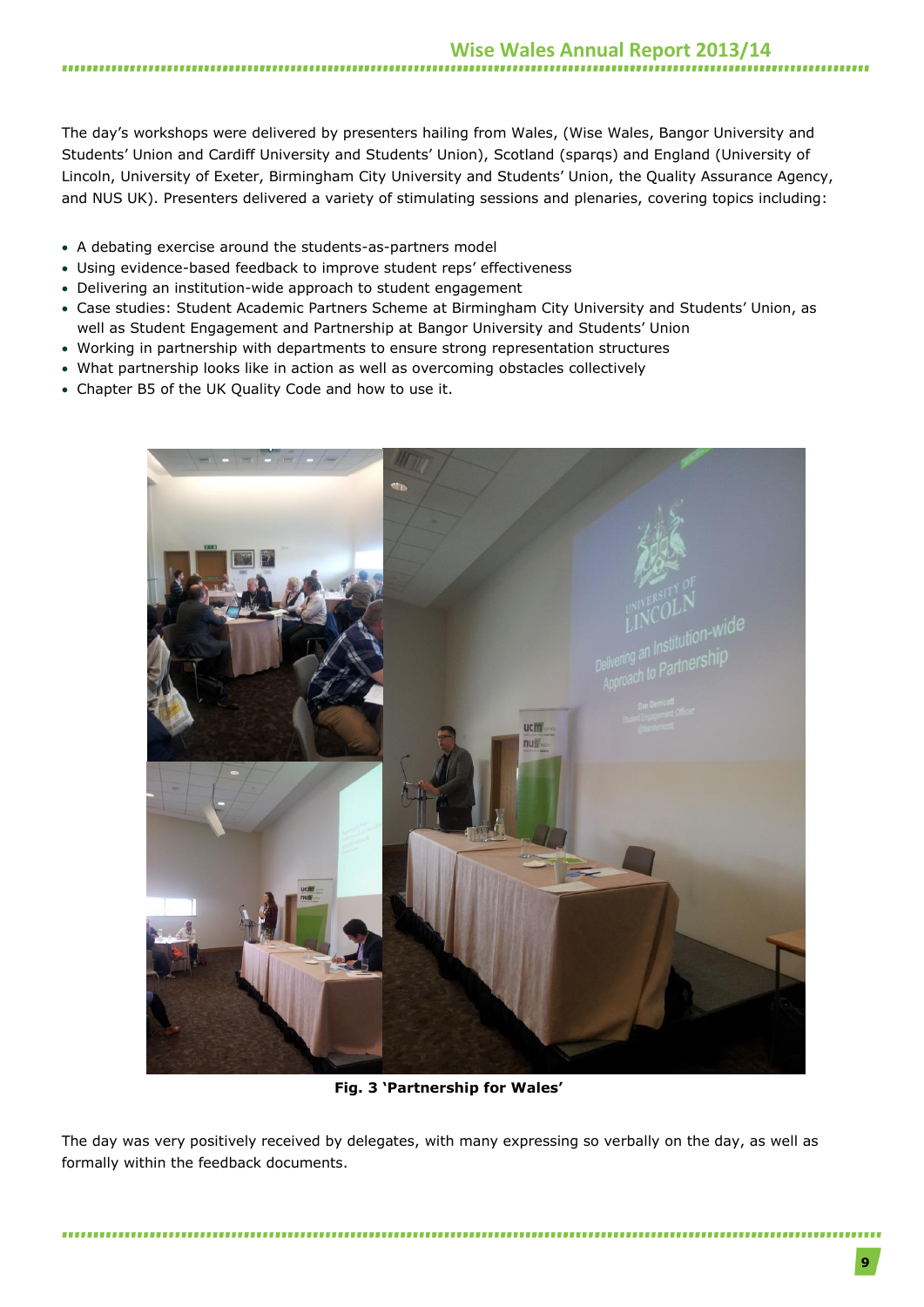The day's workshops were delivered by presenters hailing from Wales, (Wise Wales, Bangor University and Students' Union and Cardiff University and Students' Union), Scotland (sparqs) and England (University of Lincoln, University of Exeter, Birmingham City University and Students' Union, the Quality Assurance Agency, and NUS UK). Presenters delivered a variety of stimulating sessions and plenaries, covering topics including:

- A debating exercise around the students-as-partners model
- Using evidence-based feedback to improve student reps' effectiveness
- Delivering an institution-wide approach to student engagement
- Case studies: Student Academic Partners Scheme at Birmingham City University and Students' Union, as well as Student Engagement and Partnership at Bangor University and Students' Union
- Working in partnership with departments to ensure strong representation structures
- What partnership looks like in action as well as overcoming obstacles collectively
- Chapter B5 of the UK Quality Code and how to use it.

**Fig. 3 'Partnership for Wales'**

The day was very positively received by delegates, with many expressing so verbally on the day, as well as formally within the feedback documents.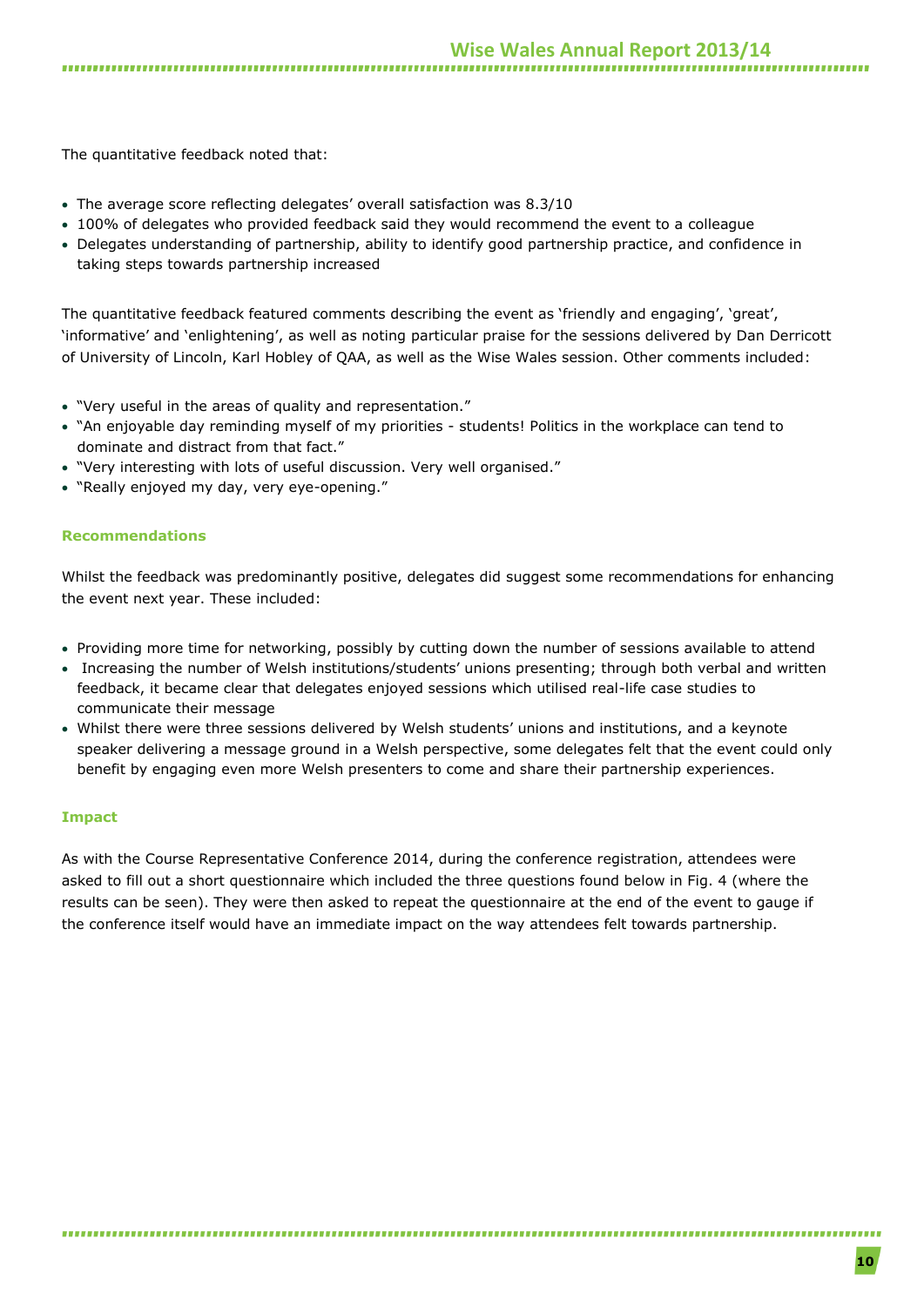The quantitative feedback noted that:

- The average score reflecting delegates' overall satisfaction was 8.3/10
- 100% of delegates who provided feedback said they would recommend the event to a colleague
- Delegates understanding of partnership, ability to identify good partnership practice, and confidence in taking steps towards partnership increased

The quantitative feedback featured comments describing the event as 'friendly and engaging', 'great', 'informative' and 'enlightening', as well as noting particular praise for the sessions delivered by Dan Derricott of University of Lincoln, Karl Hobley of QAA, as well as the Wise Wales session. Other comments included:

- "Very useful in the areas of quality and representation."
- "An enjoyable day reminding myself of my priorities - students! Politics in the workplace can tend to dominate and distract from that fact."
- "Very interesting with lots of useful discussion. Very well organised."
- "Really enjoyed my day, very eye-opening."

### Recommendations

Whilst the feedback was predominantly positive, delegates did suggest some recommendations for enhancing the event next year. These included:

- Providing more time for networking, possibly by cutting down the number of sessions available to attend
- Increasing the number of Welsh institutions/students' unions presenting; through both verbal and written feedback, it became clear that delegates enjoyed sessions which utilised real-life case studies to communicate their message
- Whilst there were three sessions delivered by Welsh students' unions and institutions, and a keynote speaker delivering a message ground in a Welsh perspective, some delegates felt that the event could only benefit by engaging even more Welsh presenters to come and share their partnership experiences.

### Impact

As with the Course Representative Conference 2014, during the conference registration, attendees were asked to fill out a short questionnaire which included the three questions found below in Fig. 4 (where the results can be seen). They were then asked to repeat the questionnaire at the end of the event to gauge if the conference itself would have an immediate impact on the way attendees felt towards partnership.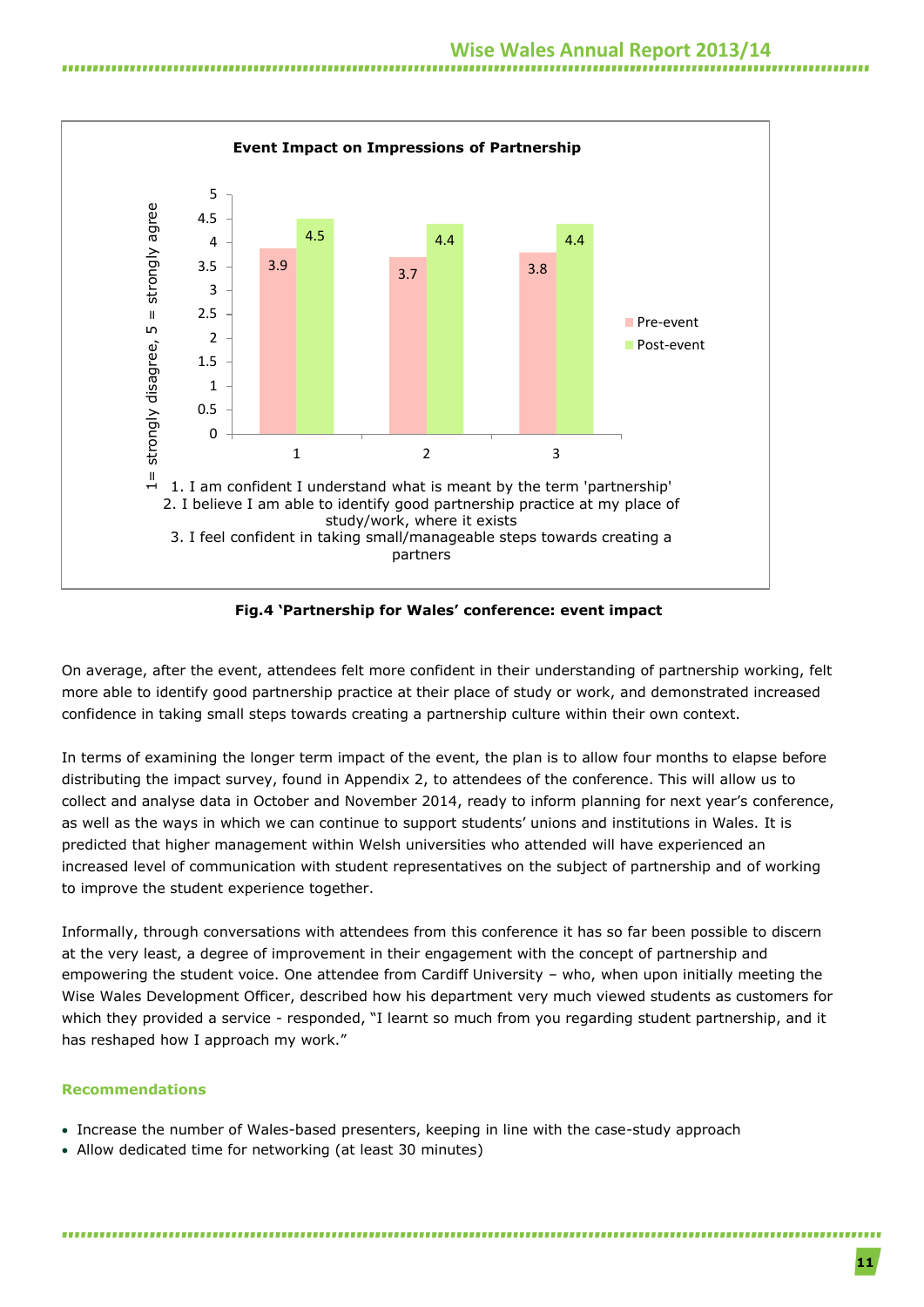**Event Impact on Impressions of Partnership**

| Statement | Pre-event | Post-event |
| --- | --- | --- |
| 1 | 3.9 | 4.5 |
| 2 | 3.7 | 4.4 |
| 3 | 3.8 | 4.4 |

1 = strongly disagree, 5 = strongly agree

1. I am confident I understand what is meant by the term 'partnership'
2. I believe I am able to identify good partnership practice at my place of study/work, where it exists
3. I feel confident in taking small/manageable steps towards creating a partners

**Fig.4 'Partnership for Wales' conference: event impact**

On average, after the event, attendees felt more confident in their understanding of partnership working, felt more able to identify good partnership practice at their place of study or work, and demonstrated increased confidence in taking small steps towards creating a partnership culture within their own context.

In terms of examining the longer term impact of the event, the plan is to allow four months to elapse before distributing the impact survey, found in Appendix 2, to attendees of the conference. This will allow us to collect and analyse data in October and November 2014, ready to inform planning for next year's conference, as well as the ways in which we can continue to support students' unions and institutions in Wales. It is predicted that higher management within Welsh universities who attended will have experienced an increased level of communication with student representatives on the subject of partnership and of working to improve the student experience together.

Informally, through conversations with attendees from this conference it has so far been possible to discern at the very least, a degree of improvement in their engagement with the concept of partnership and empowering the student voice. One attendee from Cardiff University – who, when upon initially meeting the Wise Wales Development Officer, described how his department very much viewed students as customers for which they provided a service - responded, "I learnt so much from you regarding student partnership, and it has reshaped how I approach my work."

### Recommendations

- Increase the number of Wales-based presenters, keeping in line with the case-study approach
- Allow dedicated time for networking (at least 30 minutes)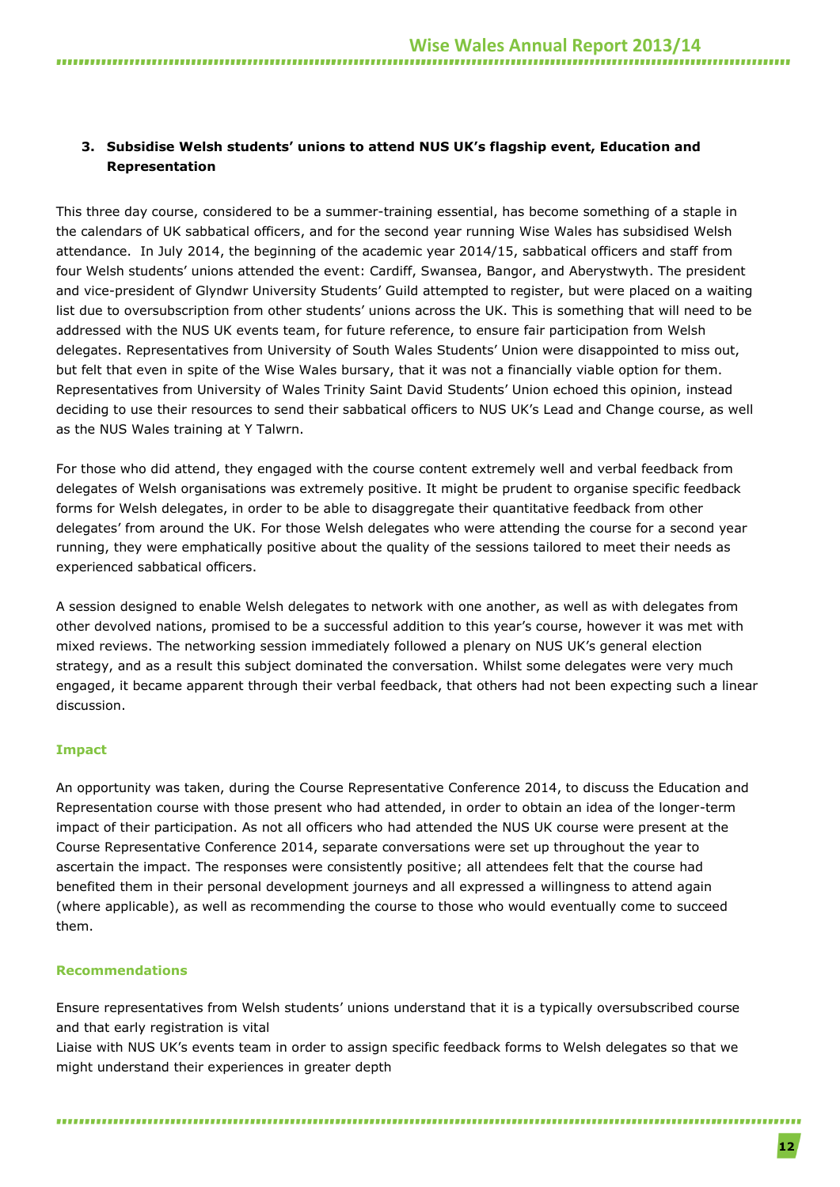### 3. Subsidise Welsh students' unions to attend NUS UK's flagship event, Education and Representation

This three day course, considered to be a summer-training essential, has become something of a staple in the calendars of UK sabbatical officers, and for the second year running Wise Wales has subsidised Welsh attendance. In July 2014, the beginning of the academic year 2014/15, sabbatical officers and staff from four Welsh students' unions attended the event: Cardiff, Swansea, Bangor, and Aberystwyth. The president and vice-president of Glyndwr University Students' Guild attempted to register, but were placed on a waiting list due to oversubscription from other students' unions across the UK. This is something that will need to be addressed with the NUS UK events team, for future reference, to ensure fair participation from Welsh delegates. Representatives from University of South Wales Students' Union were disappointed to miss out, but felt that even in spite of the Wise Wales bursary, that it was not a financially viable option for them. Representatives from University of Wales Trinity Saint David Students' Union echoed this opinion, instead deciding to use their resources to send their sabbatical officers to NUS UK's Lead and Change course, as well as the NUS Wales training at Y Talwrn.

For those who did attend, they engaged with the course content extremely well and verbal feedback from delegates of Welsh organisations was extremely positive. It might be prudent to organise specific feedback forms for Welsh delegates, in order to be able to disaggregate their quantitative feedback from other delegates' from around the UK. For those Welsh delegates who were attending the course for a second year running, they were emphatically positive about the quality of the sessions tailored to meet their needs as experienced sabbatical officers.

A session designed to enable Welsh delegates to network with one another, as well as with delegates from other devolved nations, promised to be a successful addition to this year's course, however it was met with mixed reviews. The networking session immediately followed a plenary on NUS UK's general election strategy, and as a result this subject dominated the conversation. Whilst some delegates were very much engaged, it became apparent through their verbal feedback, that others had not been expecting such a linear discussion.

#### Impact

An opportunity was taken, during the Course Representative Conference 2014, to discuss the Education and Representation course with those present who had attended, in order to obtain an idea of the longer-term impact of their participation. As not all officers who had attended the NUS UK course were present at the Course Representative Conference 2014, separate conversations were set up throughout the year to ascertain the impact. The responses were consistently positive; all attendees felt that the course had benefited them in their personal development journeys and all expressed a willingness to attend again (where applicable), as well as recommending the course to those who would eventually come to succeed them.

#### Recommendations

Ensure representatives from Welsh students' unions understand that it is a typically oversubscribed course and that early registration is vital

Liaise with NUS UK's events team in order to assign specific feedback forms to Welsh delegates so that we might understand their experiences in greater depth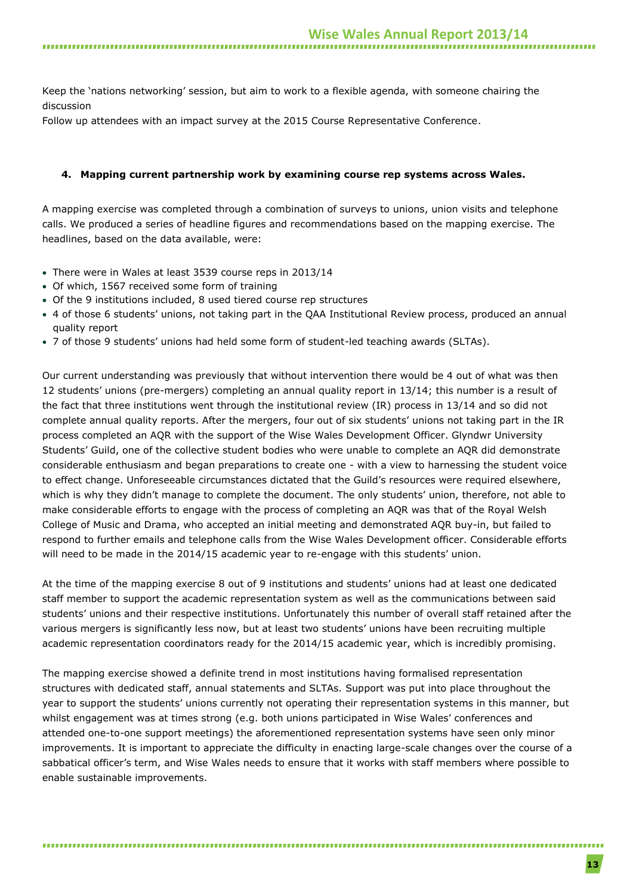Keep the 'nations networking' session, but aim to work to a flexible agenda, with someone chairing the discussion

Follow up attendees with an impact survey at the 2015 Course Representative Conference.

**4. Mapping current partnership work by examining course rep systems across Wales.**

A mapping exercise was completed through a combination of surveys to unions, union visits and telephone calls. We produced a series of headline figures and recommendations based on the mapping exercise. The headlines, based on the data available, were:

- There were in Wales at least 3539 course reps in 2013/14
- Of which, 1567 received some form of training
- Of the 9 institutions included, 8 used tiered course rep structures
- 4 of those 6 students' unions, not taking part in the QAA Institutional Review process, produced an annual quality report
- 7 of those 9 students' unions had held some form of student-led teaching awards (SLTAs).

Our current understanding was previously that without intervention there would be 4 out of what was then 12 students' unions (pre-mergers) completing an annual quality report in 13/14; this number is a result of the fact that three institutions went through the institutional review (IR) process in 13/14 and so did not complete annual quality reports. After the mergers, four out of six students' unions not taking part in the IR process completed an AQR with the support of the Wise Wales Development Officer. Glyndwr University Students' Guild, one of the collective student bodies who were unable to complete an AQR did demonstrate considerable enthusiasm and began preparations to create one - with a view to harnessing the student voice to effect change. Unforeseeable circumstances dictated that the Guild's resources were required elsewhere, which is why they didn't manage to complete the document. The only students' union, therefore, not able to make considerable efforts to engage with the process of completing an AQR was that of the Royal Welsh College of Music and Drama, who accepted an initial meeting and demonstrated AQR buy-in, but failed to respond to further emails and telephone calls from the Wise Wales Development officer. Considerable efforts will need to be made in the 2014/15 academic year to re-engage with this students' union.

At the time of the mapping exercise 8 out of 9 institutions and students' unions had at least one dedicated staff member to support the academic representation system as well as the communications between said students' unions and their respective institutions. Unfortunately this number of overall staff retained after the various mergers is significantly less now, but at least two students' unions have been recruiting multiple academic representation coordinators ready for the 2014/15 academic year, which is incredibly promising.

The mapping exercise showed a definite trend in most institutions having formalised representation structures with dedicated staff, annual statements and SLTAs. Support was put into place throughout the year to support the students' unions currently not operating their representation systems in this manner, but whilst engagement was at times strong (e.g. both unions participated in Wise Wales' conferences and attended one-to-one support meetings) the aforementioned representation systems have seen only minor improvements. It is important to appreciate the difficulty in enacting large-scale changes over the course of a sabbatical officer's term, and Wise Wales needs to ensure that it works with staff members where possible to enable sustainable improvements.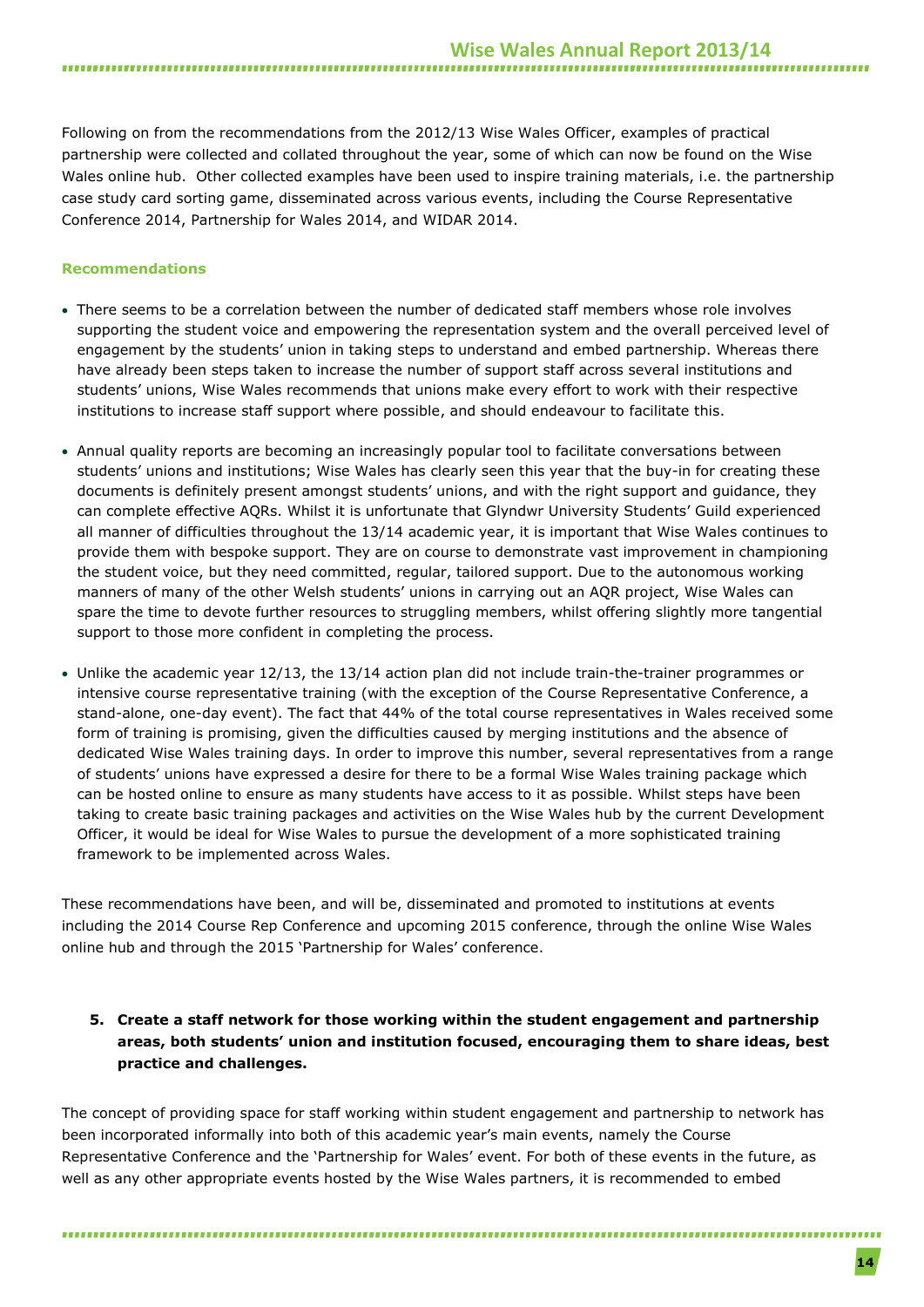Following on from the recommendations from the 2012/13 Wise Wales Officer, examples of practical partnership were collected and collated throughout the year, some of which can now be found on the Wise Wales online hub.  Other collected examples have been used to inspire training materials, i.e. the partnership case study card sorting game, disseminated across various events, including the Course Representative Conference 2014, Partnership for Wales 2014, and WIDAR 2014.

**Recommendations**

- There seems to be a correlation between the number of dedicated staff members whose role involves supporting the student voice and empowering the representation system and the overall perceived level of engagement by the students' union in taking steps to understand and embed partnership. Whereas there have already been steps taken to increase the number of support staff across several institutions and students' unions, Wise Wales recommends that unions make every effort to work with their respective institutions to increase staff support where possible, and should endeavour to facilitate this.
- Annual quality reports are becoming an increasingly popular tool to facilitate conversations between students' unions and institutions; Wise Wales has clearly seen this year that the buy-in for creating these documents is definitely present amongst students' unions, and with the right support and guidance, they can complete effective AQRs. Whilst it is unfortunate that Glyndwr University Students' Guild experienced all manner of difficulties throughout the 13/14 academic year, it is important that Wise Wales continues to provide them with bespoke support. They are on course to demonstrate vast improvement in championing the student voice, but they need committed, regular, tailored support. Due to the autonomous working manners of many of the other Welsh students' unions in carrying out an AQR project, Wise Wales can spare the time to devote further resources to struggling members, whilst offering slightly more tangential support to those more confident in completing the process.
- Unlike the academic year 12/13, the 13/14 action plan did not include train-the-trainer programmes or intensive course representative training (with the exception of the Course Representative Conference, a stand-alone, one-day event). The fact that 44% of the total course representatives in Wales received some form of training is promising, given the difficulties caused by merging institutions and the absence of dedicated Wise Wales training days. In order to improve this number, several representatives from a range of students' unions have expressed a desire for there to be a formal Wise Wales training package which can be hosted online to ensure as many students have access to it as possible. Whilst steps have been taking to create basic training packages and activities on the Wise Wales hub by the current Development Officer, it would be ideal for Wise Wales to pursue the development of a more sophisticated training framework to be implemented across Wales.

These recommendations have been, and will be, disseminated and promoted to institutions at events including the 2014 Course Rep Conference and upcoming 2015 conference, through the online Wise Wales online hub and through the 2015 'Partnership for Wales' conference.

5. **Create a staff network for those working within the student engagement and partnership areas, both students' union and institution focused, encouraging them to share ideas, best practice and challenges.**

The concept of providing space for staff working within student engagement and partnership to network has been incorporated informally into both of this academic year's main events, namely the Course Representative Conference and the 'Partnership for Wales' event. For both of these events in the future, as well as any other appropriate events hosted by the Wise Wales partners, it is recommended to embed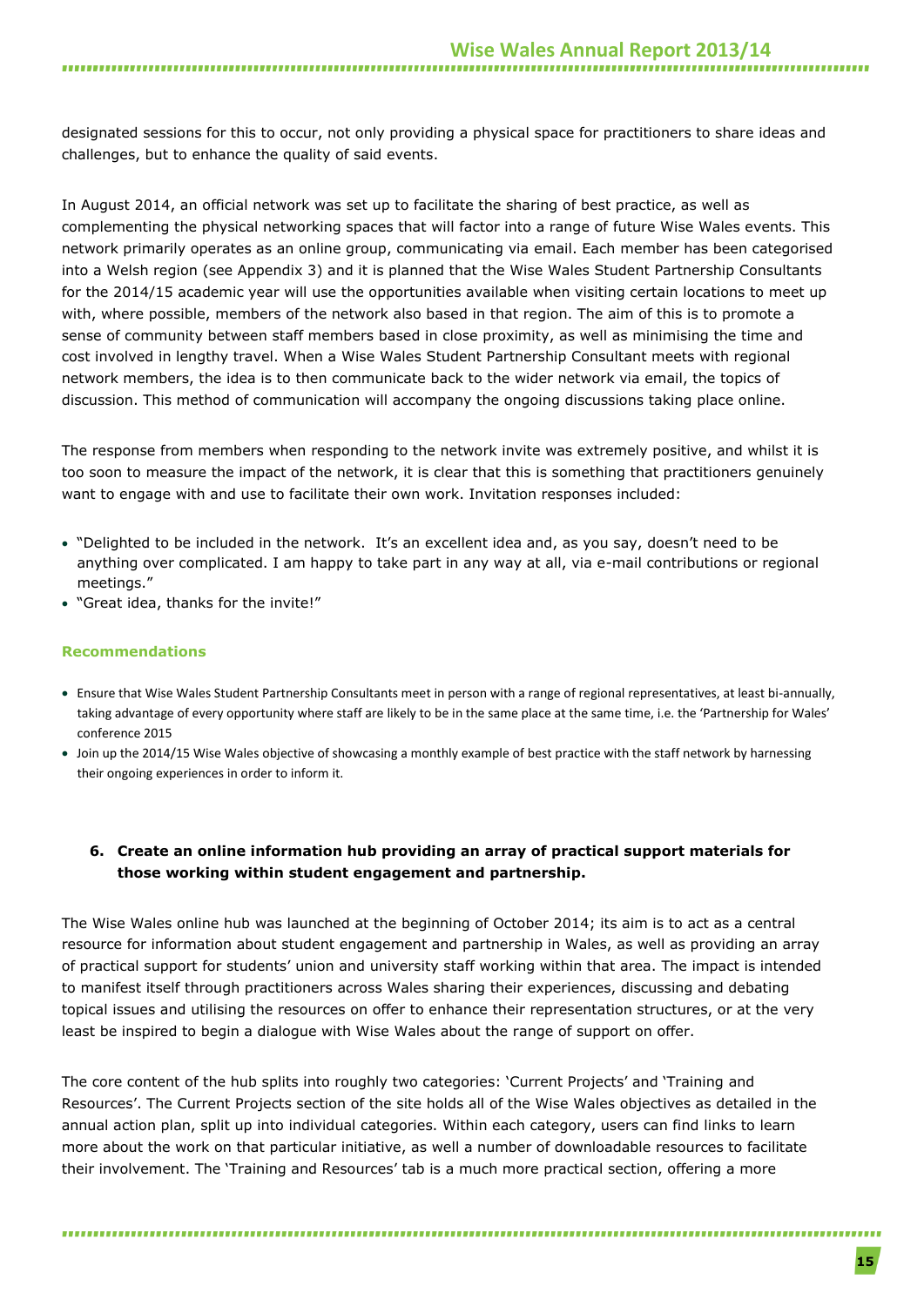designated sessions for this to occur, not only providing a physical space for practitioners to share ideas and challenges, but to enhance the quality of said events.

In August 2014, an official network was set up to facilitate the sharing of best practice, as well as complementing the physical networking spaces that will factor into a range of future Wise Wales events. This network primarily operates as an online group, communicating via email. Each member has been categorised into a Welsh region (see Appendix 3) and it is planned that the Wise Wales Student Partnership Consultants for the 2014/15 academic year will use the opportunities available when visiting certain locations to meet up with, where possible, members of the network also based in that region. The aim of this is to promote a sense of community between staff members based in close proximity, as well as minimising the time and cost involved in lengthy travel. When a Wise Wales Student Partnership Consultant meets with regional network members, the idea is to then communicate back to the wider network via email, the topics of discussion. This method of communication will accompany the ongoing discussions taking place online.

The response from members when responding to the network invite was extremely positive, and whilst it is too soon to measure the impact of the network, it is clear that this is something that practitioners genuinely want to engage with and use to facilitate their own work. Invitation responses included:

- "Delighted to be included in the network. It's an excellent idea and, as you say, doesn't need to be anything over complicated. I am happy to take part in any way at all, via e-mail contributions or regional meetings."
- "Great idea, thanks for the invite!"

**Recommendations**

- Ensure that Wise Wales Student Partnership Consultants meet in person with a range of regional representatives, at least bi-annually, taking advantage of every opportunity where staff are likely to be in the same place at the same time, i.e. the 'Partnership for Wales' conference 2015
- Join up the 2014/15 Wise Wales objective of showcasing a monthly example of best practice with the staff network by harnessing their ongoing experiences in order to inform it.

### 6. Create an online information hub providing an array of practical support materials for those working within student engagement and partnership.

The Wise Wales online hub was launched at the beginning of October 2014; its aim is to act as a central resource for information about student engagement and partnership in Wales, as well as providing an array of practical support for students' union and university staff working within that area. The impact is intended to manifest itself through practitioners across Wales sharing their experiences, discussing and debating topical issues and utilising the resources on offer to enhance their representation structures, or at the very least be inspired to begin a dialogue with Wise Wales about the range of support on offer.

The core content of the hub splits into roughly two categories: 'Current Projects' and 'Training and Resources'. The Current Projects section of the site holds all of the Wise Wales objectives as detailed in the annual action plan, split up into individual categories. Within each category, users can find links to learn more about the work on that particular initiative, as well a number of downloadable resources to facilitate their involvement. The 'Training and Resources' tab is a much more practical section, offering a more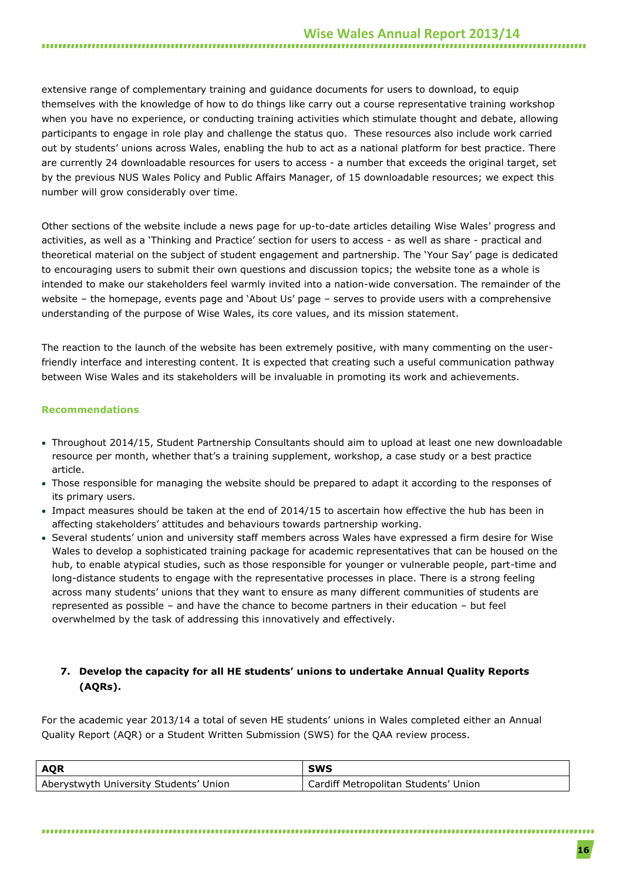extensive range of complementary training and guidance documents for users to download, to equip themselves with the knowledge of how to do things like carry out a course representative training workshop when you have no experience, or conducting training activities which stimulate thought and debate, allowing participants to engage in role play and challenge the status quo.  These resources also include work carried out by students' unions across Wales, enabling the hub to act as a national platform for best practice. There are currently 24 downloadable resources for users to access - a number that exceeds the original target, set by the previous NUS Wales Policy and Public Affairs Manager, of 15 downloadable resources; we expect this number will grow considerably over time.

Other sections of the website include a news page for up-to-date articles detailing Wise Wales' progress and activities, as well as a 'Thinking and Practice' section for users to access - as well as share - practical and theoretical material on the subject of student engagement and partnership. The 'Your Say' page is dedicated to encouraging users to submit their own questions and discussion topics; the website tone as a whole is intended to make our stakeholders feel warmly invited into a nation-wide conversation. The remainder of the website – the homepage, events page and 'About Us' page – serves to provide users with a comprehensive understanding of the purpose of Wise Wales, its core values, and its mission statement.

The reaction to the launch of the website has been extremely positive, with many commenting on the user-friendly interface and interesting content. It is expected that creating such a useful communication pathway between Wise Wales and its stakeholders will be invaluable in promoting its work and achievements.

**Recommendations**

- Throughout 2014/15, Student Partnership Consultants should aim to upload at least one new downloadable resource per month, whether that's a training supplement, workshop, a case study or a best practice article.
- Those responsible for managing the website should be prepared to adapt it according to the responses of its primary users.
- Impact measures should be taken at the end of 2014/15 to ascertain how effective the hub has been in affecting stakeholders' attitudes and behaviours towards partnership working.
- Several students' union and university staff members across Wales have expressed a firm desire for Wise Wales to develop a sophisticated training package for academic representatives that can be housed on the hub, to enable atypical studies, such as those responsible for younger or vulnerable people, part-time and long-distance students to engage with the representative processes in place. There is a strong feeling across many students' unions that they want to ensure as many different communities of students are represented as possible – and have the chance to become partners in their education – but feel overwhelmed by the task of addressing this innovatively and effectively.

## 7. Develop the capacity for all HE students' unions to undertake Annual Quality Reports (AQRs).

For the academic year 2013/14 a total of seven HE students' unions in Wales completed either an Annual Quality Report (AQR) or a Student Written Submission (SWS) for the QAA review process.

| AQR | SWS |
|---|---|
| Aberystwyth University Students' Union | Cardiff Metropolitan Students' Union |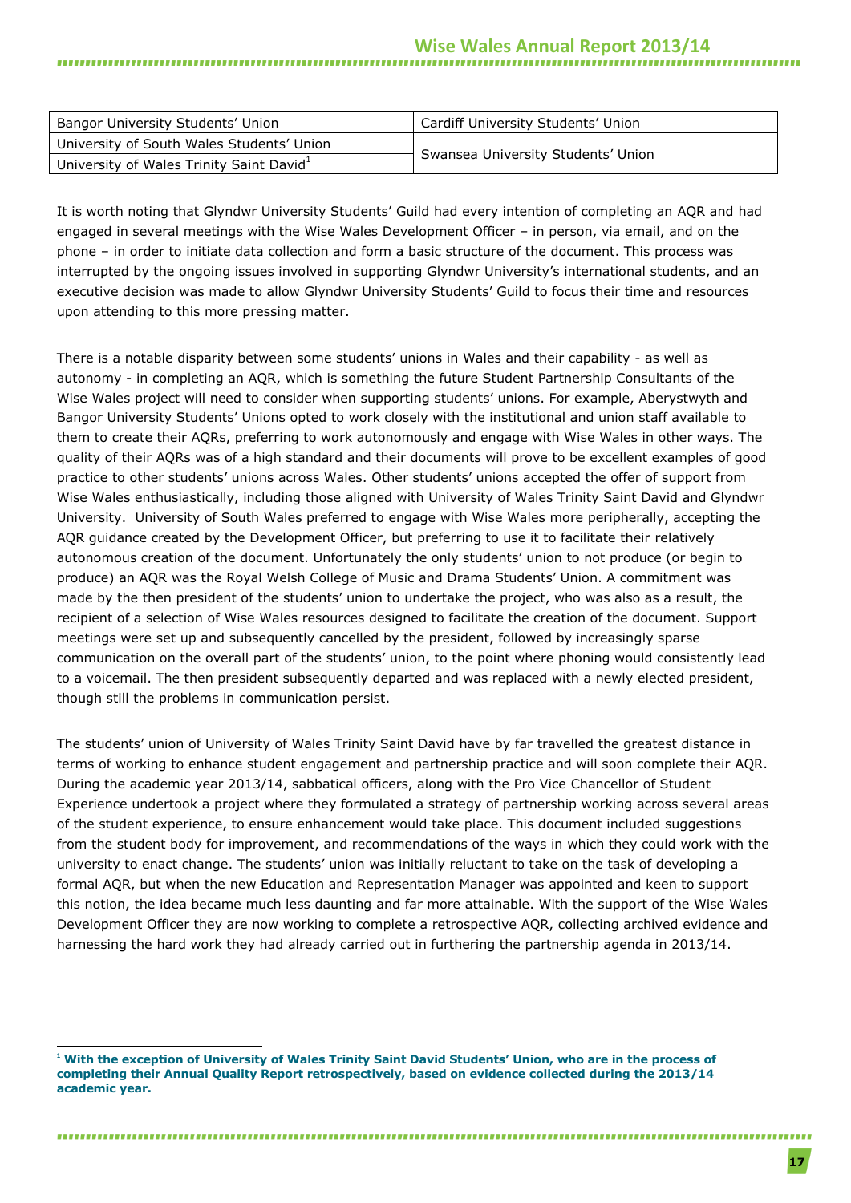| Bangor University Students' Union | Cardiff University Students' Union |
|---|---|
| University of South Wales Students' Union | Swansea University Students' Union |
| University of Wales Trinity Saint David[1] | |

It is worth noting that Glyndwr University Students' Guild had every intention of completing an AQR and had engaged in several meetings with the Wise Wales Development Officer – in person, via email, and on the phone – in order to initiate data collection and form a basic structure of the document. This process was interrupted by the ongoing issues involved in supporting Glyndwr University's international students, and an executive decision was made to allow Glyndwr University Students' Guild to focus their time and resources upon attending to this more pressing matter.

There is a notable disparity between some students' unions in Wales and their capability - as well as autonomy - in completing an AQR, which is something the future Student Partnership Consultants of the Wise Wales project will need to consider when supporting students' unions. For example, Aberystwyth and Bangor University Students' Unions opted to work closely with the institutional and union staff available to them to create their AQRs, preferring to work autonomously and engage with Wise Wales in other ways. The quality of their AQRs was of a high standard and their documents will prove to be excellent examples of good practice to other students' unions across Wales. Other students' unions accepted the offer of support from Wise Wales enthusiastically, including those aligned with University of Wales Trinity Saint David and Glyndwr University. University of South Wales preferred to engage with Wise Wales more peripherally, accepting the AQR guidance created by the Development Officer, but preferring to use it to facilitate their relatively autonomous creation of the document. Unfortunately the only students' union to not produce (or begin to produce) an AQR was the Royal Welsh College of Music and Drama Students' Union. A commitment was made by the then president of the students' union to undertake the project, who was also as a result, the recipient of a selection of Wise Wales resources designed to facilitate the creation of the document. Support meetings were set up and subsequently cancelled by the president, followed by increasingly sparse communication on the overall part of the students' union, to the point where phoning would consistently lead to a voicemail. The then president subsequently departed and was replaced with a newly elected president, though still the problems in communication persist.

The students' union of University of Wales Trinity Saint David have by far travelled the greatest distance in terms of working to enhance student engagement and partnership practice and will soon complete their AQR. During the academic year 2013/14, sabbatical officers, along with the Pro Vice Chancellor of Student Experience undertook a project where they formulated a strategy of partnership working across several areas of the student experience, to ensure enhancement would take place. This document included suggestions from the student body for improvement, and recommendations of the ways in which they could work with the university to enact change. The students' union was initially reluctant to take on the task of developing a formal AQR, but when the new Education and Representation Manager was appointed and keen to support this notion, the idea became much less daunting and far more attainable. With the support of the Wise Wales Development Officer they are now working to complete a retrospective AQR, collecting archived evidence and harnessing the hard work they had already carried out in furthering the partnership agenda in 2013/14.

[1] **With the exception of University of Wales Trinity Saint David Students' Union, who are in the process of completing their Annual Quality Report retrospectively, based on evidence collected during the 2013/14 academic year.**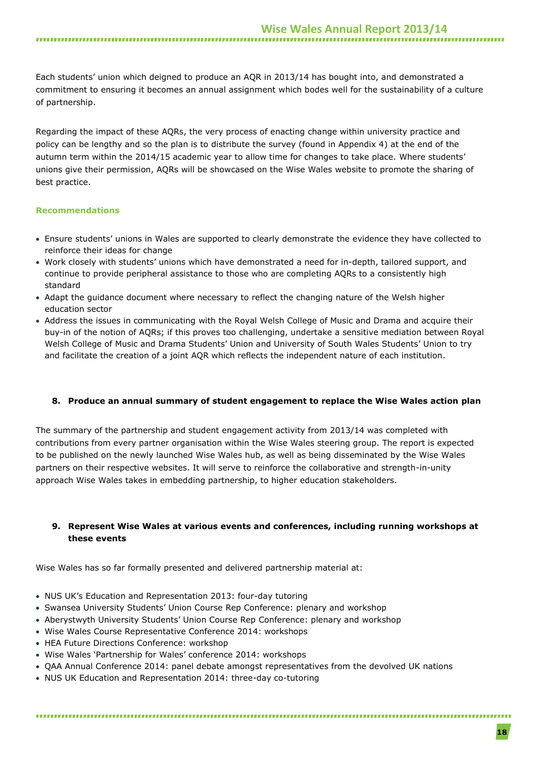Each students' union which deigned to produce an AQR in 2013/14 has bought into, and demonstrated a commitment to ensuring it becomes an annual assignment which bodes well for the sustainability of a culture of partnership.

Regarding the impact of these AQRs, the very process of enacting change within university practice and policy can be lengthy and so the plan is to distribute the survey (found in Appendix 4) at the end of the autumn term within the 2014/15 academic year to allow time for changes to take place. Where students' unions give their permission, AQRs will be showcased on the Wise Wales website to promote the sharing of best practice.

### Recommendations

- Ensure students' unions in Wales are supported to clearly demonstrate the evidence they have collected to reinforce their ideas for change
- Work closely with students' unions which have demonstrated a need for in-depth, tailored support, and continue to provide peripheral assistance to those who are completing AQRs to a consistently high standard
- Adapt the guidance document where necessary to reflect the changing nature of the Welsh higher education sector
- Address the issues in communicating with the Royal Welsh College of Music and Drama and acquire their buy-in of the notion of AQRs; if this proves too challenging, undertake a sensitive mediation between Royal Welsh College of Music and Drama Students' Union and University of South Wales Students' Union to try and facilitate the creation of a joint AQR which reflects the independent nature of each institution.

### 8. Produce an annual summary of student engagement to replace the Wise Wales action plan

The summary of the partnership and student engagement activity from 2013/14 was completed with contributions from every partner organisation within the Wise Wales steering group. The report is expected to be published on the newly launched Wise Wales hub, as well as being disseminated by the Wise Wales partners on their respective websites. It will serve to reinforce the collaborative and strength-in-unity approach Wise Wales takes in embedding partnership, to higher education stakeholders.

### 9. Represent Wise Wales at various events and conferences, including running workshops at these events

Wise Wales has so far formally presented and delivered partnership material at:

- NUS UK's Education and Representation 2013: four-day tutoring
- Swansea University Students' Union Course Rep Conference: plenary and workshop
- Aberystwyth University Students' Union Course Rep Conference: plenary and workshop
- Wise Wales Course Representative Conference 2014: workshops
- HEA Future Directions Conference: workshop
- Wise Wales 'Partnership for Wales' conference 2014: workshops
- QAA Annual Conference 2014: panel debate amongst representatives from the devolved UK nations
- NUS UK Education and Representation 2014: three-day co-tutoring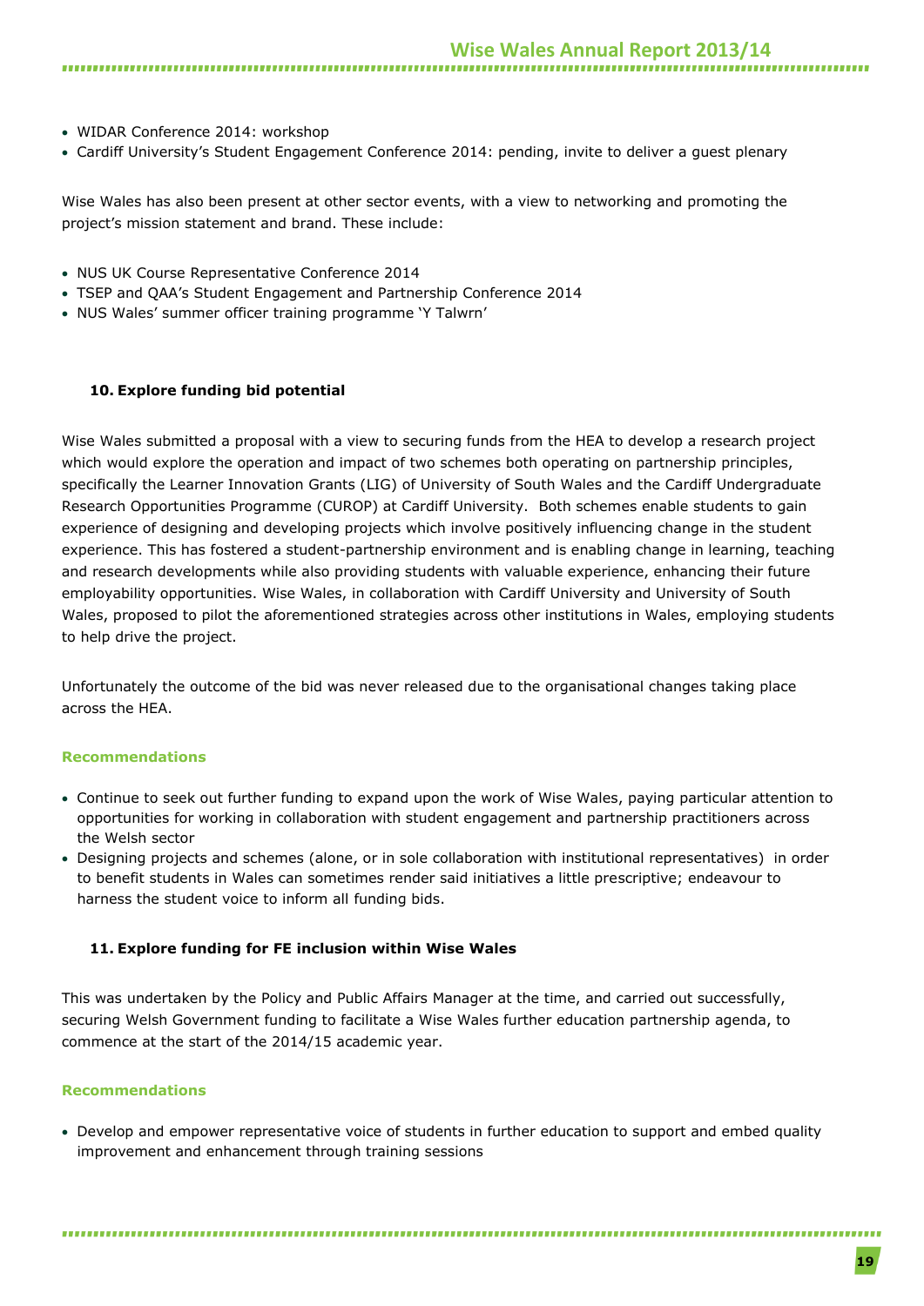- WIDAR Conference 2014: workshop
- Cardiff University's Student Engagement Conference 2014: pending, invite to deliver a guest plenary

Wise Wales has also been present at other sector events, with a view to networking and promoting the project's mission statement and brand. These include:

- NUS UK Course Representative Conference 2014
- TSEP and QAA's Student Engagement and Partnership Conference 2014
- NUS Wales' summer officer training programme 'Y Talwrn'

### 10. Explore funding bid potential

Wise Wales submitted a proposal with a view to securing funds from the HEA to develop a research project which would explore the operation and impact of two schemes both operating on partnership principles, specifically the Learner Innovation Grants (LIG) of University of South Wales and the Cardiff Undergraduate Research Opportunities Programme (CUROP) at Cardiff University. Both schemes enable students to gain experience of designing and developing projects which involve positively influencing change in the student experience. This has fostered a student-partnership environment and is enabling change in learning, teaching and research developments while also providing students with valuable experience, enhancing their future employability opportunities. Wise Wales, in collaboration with Cardiff University and University of South Wales, proposed to pilot the aforementioned strategies across other institutions in Wales, employing students to help drive the project.

Unfortunately the outcome of the bid was never released due to the organisational changes taking place across the HEA.

#### Recommendations

- Continue to seek out further funding to expand upon the work of Wise Wales, paying particular attention to opportunities for working in collaboration with student engagement and partnership practitioners across the Welsh sector
- Designing projects and schemes (alone, or in sole collaboration with institutional representatives) in order to benefit students in Wales can sometimes render said initiatives a little prescriptive; endeavour to harness the student voice to inform all funding bids.

### 11. Explore funding for FE inclusion within Wise Wales

This was undertaken by the Policy and Public Affairs Manager at the time, and carried out successfully, securing Welsh Government funding to facilitate a Wise Wales further education partnership agenda, to commence at the start of the 2014/15 academic year.

#### Recommendations

- Develop and empower representative voice of students in further education to support and embed quality improvement and enhancement through training sessions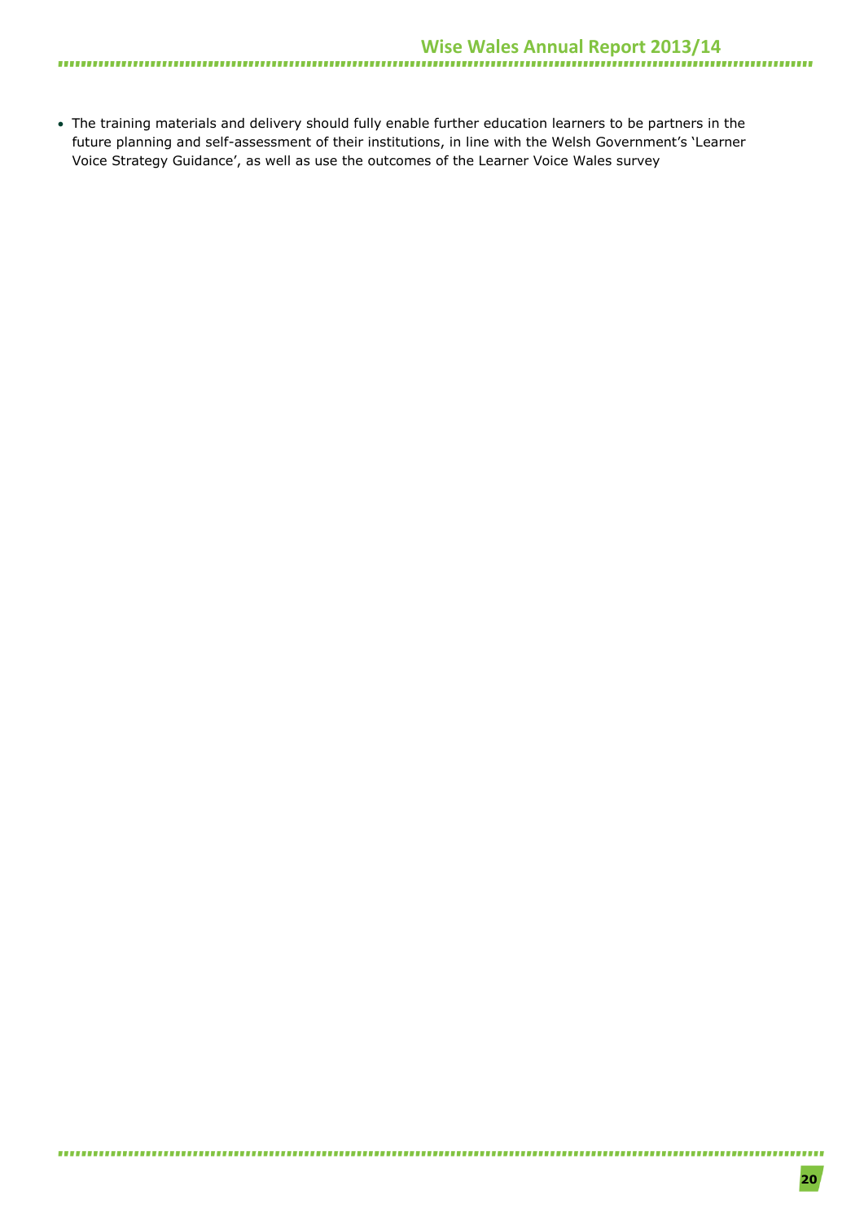- The training materials and delivery should fully enable further education learners to be partners in the future planning and self-assessment of their institutions, in line with the Welsh Government's 'Learner Voice Strategy Guidance', as well as use the outcomes of the Learner Voice Wales survey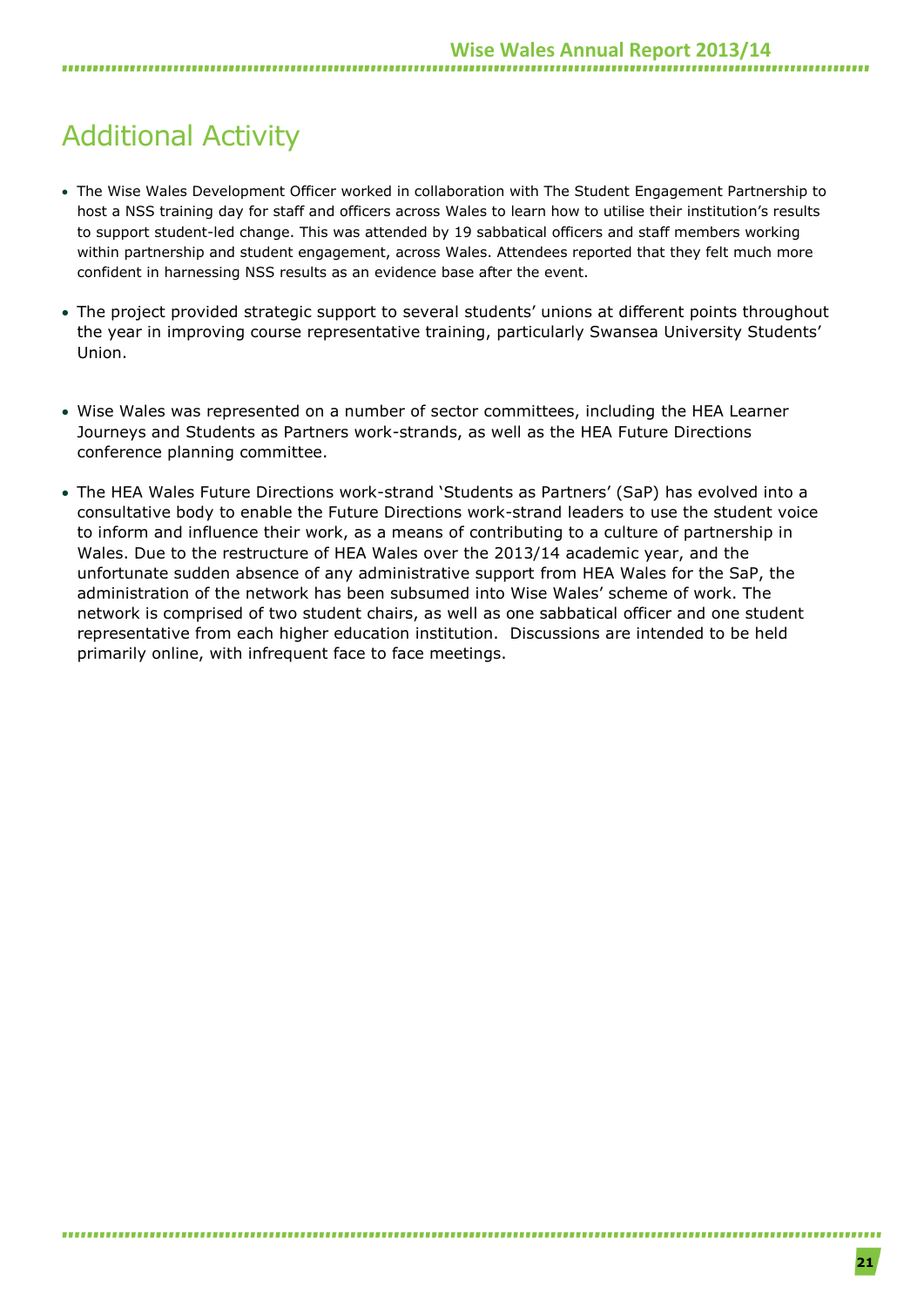# Additional Activity

- The Wise Wales Development Officer worked in collaboration with The Student Engagement Partnership to host a NSS training day for staff and officers across Wales to learn how to utilise their institution's results to support student-led change. This was attended by 19 sabbatical officers and staff members working within partnership and student engagement, across Wales. Attendees reported that they felt much more confident in harnessing NSS results as an evidence base after the event.
- The project provided strategic support to several students' unions at different points throughout the year in improving course representative training, particularly Swansea University Students' Union.
- Wise Wales was represented on a number of sector committees, including the HEA Learner Journeys and Students as Partners work-strands, as well as the HEA Future Directions conference planning committee.
- The HEA Wales Future Directions work-strand 'Students as Partners' (SaP) has evolved into a consultative body to enable the Future Directions work-strand leaders to use the student voice to inform and influence their work, as a means of contributing to a culture of partnership in Wales. Due to the restructure of HEA Wales over the 2013/14 academic year, and the unfortunate sudden absence of any administrative support from HEA Wales for the SaP, the administration of the network has been subsumed into Wise Wales' scheme of work. The network is comprised of two student chairs, as well as one sabbatical officer and one student representative from each higher education institution. Discussions are intended to be held primarily online, with infrequent face to face meetings.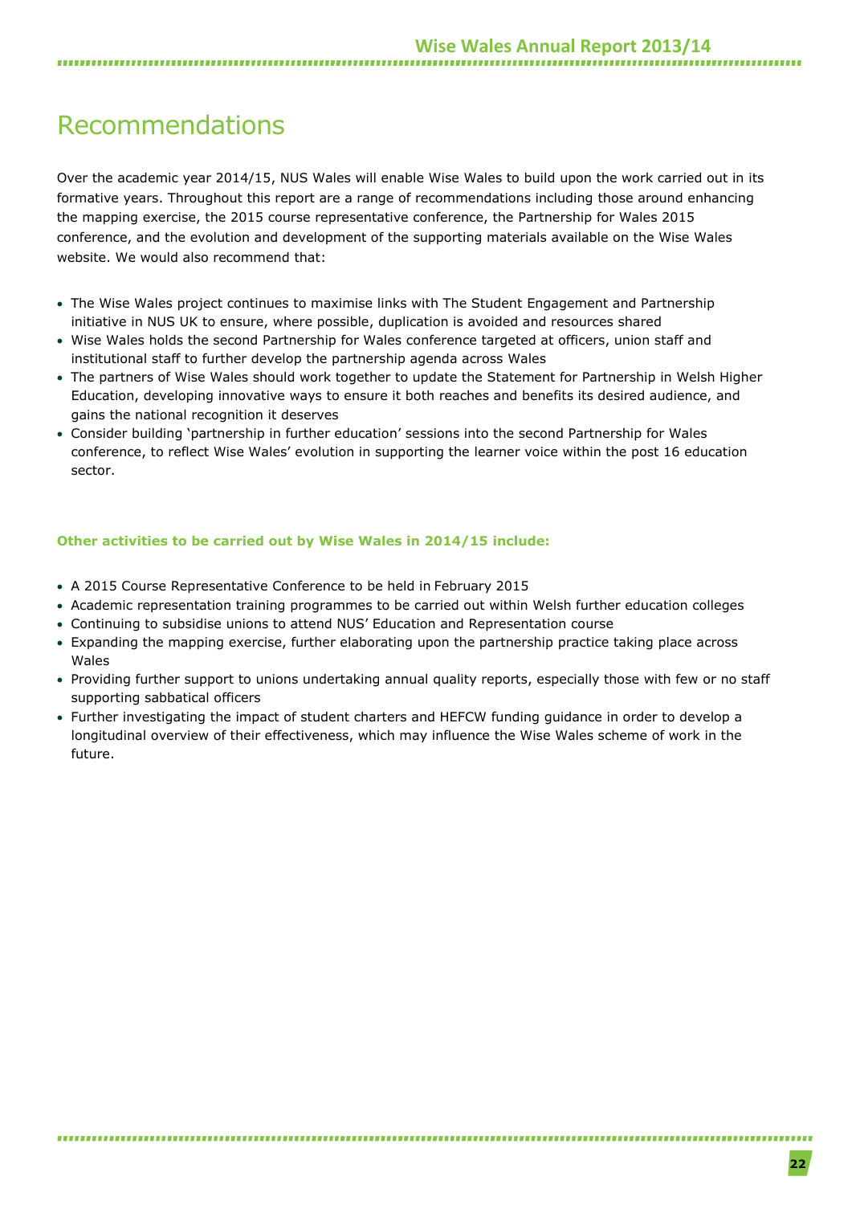# Recommendations

Over the academic year 2014/15, NUS Wales will enable Wise Wales to build upon the work carried out in its formative years. Throughout this report are a range of recommendations including those around enhancing the mapping exercise, the 2015 course representative conference, the Partnership for Wales 2015 conference, and the evolution and development of the supporting materials available on the Wise Wales website. We would also recommend that:

- The Wise Wales project continues to maximise links with The Student Engagement and Partnership initiative in NUS UK to ensure, where possible, duplication is avoided and resources shared
- Wise Wales holds the second Partnership for Wales conference targeted at officers, union staff and institutional staff to further develop the partnership agenda across Wales
- The partners of Wise Wales should work together to update the Statement for Partnership in Welsh Higher Education, developing innovative ways to ensure it both reaches and benefits its desired audience, and gains the national recognition it deserves
- Consider building 'partnership in further education' sessions into the second Partnership for Wales conference, to reflect Wise Wales' evolution in supporting the learner voice within the post 16 education sector.

**Other activities to be carried out by Wise Wales in 2014/15 include:**

- A 2015 Course Representative Conference to be held in February 2015
- Academic representation training programmes to be carried out within Welsh further education colleges
- Continuing to subsidise unions to attend NUS' Education and Representation course
- Expanding the mapping exercise, further elaborating upon the partnership practice taking place across Wales
- Providing further support to unions undertaking annual quality reports, especially those with few or no staff supporting sabbatical officers
- Further investigating the impact of student charters and HEFCW funding guidance in order to develop a longitudinal overview of their effectiveness, which may influence the Wise Wales scheme of work in the future.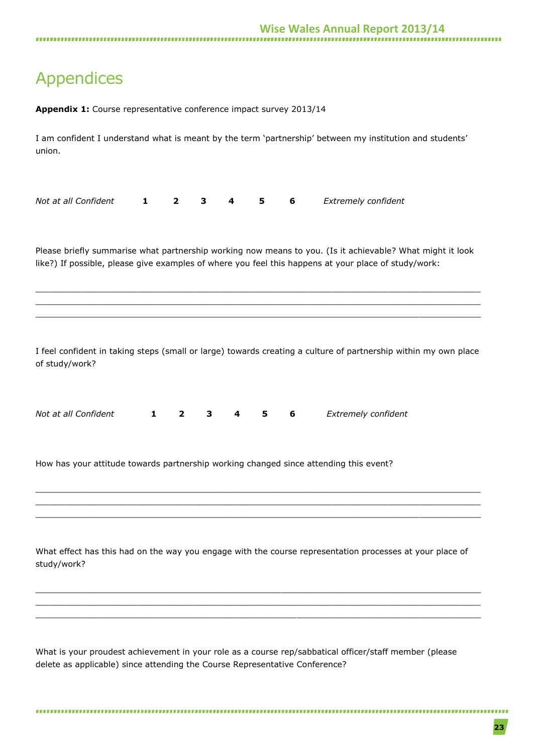# Appendices

**Appendix 1:** Course representative conference impact survey 2013/14

I am confident I understand what is meant by the term 'partnership' between my institution and students' union.

*Not at all Confident* **1** **2** **3** **4** **5** **6** *Extremely confident*

Please briefly summarise what partnership working now means to you. (Is it achievable? What might it look like?) If possible, please give examples of where you feel this happens at your place of study/work:

\_\_\_\_\_\_\_\_\_\_\_\_\_\_\_\_\_\_\_\_\_\_\_\_\_\_\_\_\_\_\_\_\_\_\_\_\_\_\_\_\_\_\_\_\_\_\_\_\_\_\_\_\_\_\_\_\_\_\_\_\_\_\_\_\_\_\_\_\_\_\_\_\_\_\_\_\_\_
\_\_\_\_\_\_\_\_\_\_\_\_\_\_\_\_\_\_\_\_\_\_\_\_\_\_\_\_\_\_\_\_\_\_\_\_\_\_\_\_\_\_\_\_\_\_\_\_\_\_\_\_\_\_\_\_\_\_\_\_\_\_\_\_\_\_\_\_\_\_\_\_\_\_\_\_\_\_
\_\_\_\_\_\_\_\_\_\_\_\_\_\_\_\_\_\_\_\_\_\_\_\_\_\_\_\_\_\_\_\_\_\_\_\_\_\_\_\_\_\_\_\_\_\_\_\_\_\_\_\_\_\_\_\_\_\_\_\_\_\_\_\_\_\_\_\_\_\_\_\_\_\_\_\_\_\_

I feel confident in taking steps (small or large) towards creating a culture of partnership within my own place of study/work?

*Not at all Confident* **1** **2** **3** **4** **5** **6** *Extremely confident*

How has your attitude towards partnership working changed since attending this event?

\_\_\_\_\_\_\_\_\_\_\_\_\_\_\_\_\_\_\_\_\_\_\_\_\_\_\_\_\_\_\_\_\_\_\_\_\_\_\_\_\_\_\_\_\_\_\_\_\_\_\_\_\_\_\_\_\_\_\_\_\_\_\_\_\_\_\_\_\_\_\_\_\_\_\_\_\_\_
\_\_\_\_\_\_\_\_\_\_\_\_\_\_\_\_\_\_\_\_\_\_\_\_\_\_\_\_\_\_\_\_\_\_\_\_\_\_\_\_\_\_\_\_\_\_\_\_\_\_\_\_\_\_\_\_\_\_\_\_\_\_\_\_\_\_\_\_\_\_\_\_\_\_\_\_\_\_
\_\_\_\_\_\_\_\_\_\_\_\_\_\_\_\_\_\_\_\_\_\_\_\_\_\_\_\_\_\_\_\_\_\_\_\_\_\_\_\_\_\_\_\_\_\_\_\_\_\_\_\_\_\_\_\_\_\_\_\_\_\_\_\_\_\_\_\_\_\_\_\_\_\_\_\_\_\_

What effect has this had on the way you engage with the course representation processes at your place of study/work?

\_\_\_\_\_\_\_\_\_\_\_\_\_\_\_\_\_\_\_\_\_\_\_\_\_\_\_\_\_\_\_\_\_\_\_\_\_\_\_\_\_\_\_\_\_\_\_\_\_\_\_\_\_\_\_\_\_\_\_\_\_\_\_\_\_\_\_\_\_\_\_\_\_\_\_\_\_\_
\_\_\_\_\_\_\_\_\_\_\_\_\_\_\_\_\_\_\_\_\_\_\_\_\_\_\_\_\_\_\_\_\_\_\_\_\_\_\_\_\_\_\_\_\_\_\_\_\_\_\_\_\_\_\_\_\_\_\_\_\_\_\_\_\_\_\_\_\_\_\_\_\_\_\_\_\_\_
\_\_\_\_\_\_\_\_\_\_\_\_\_\_\_\_\_\_\_\_\_\_\_\_\_\_\_\_\_\_\_\_\_\_\_\_\_\_\_\_\_\_\_\_\_\_\_\_\_\_\_\_\_\_\_\_\_\_\_\_\_\_\_\_\_\_\_\_\_\_\_\_\_\_\_\_\_\_

What is your proudest achievement in your role as a course rep/sabbatical officer/staff member (please delete as applicable) since attending the Course Representative Conference?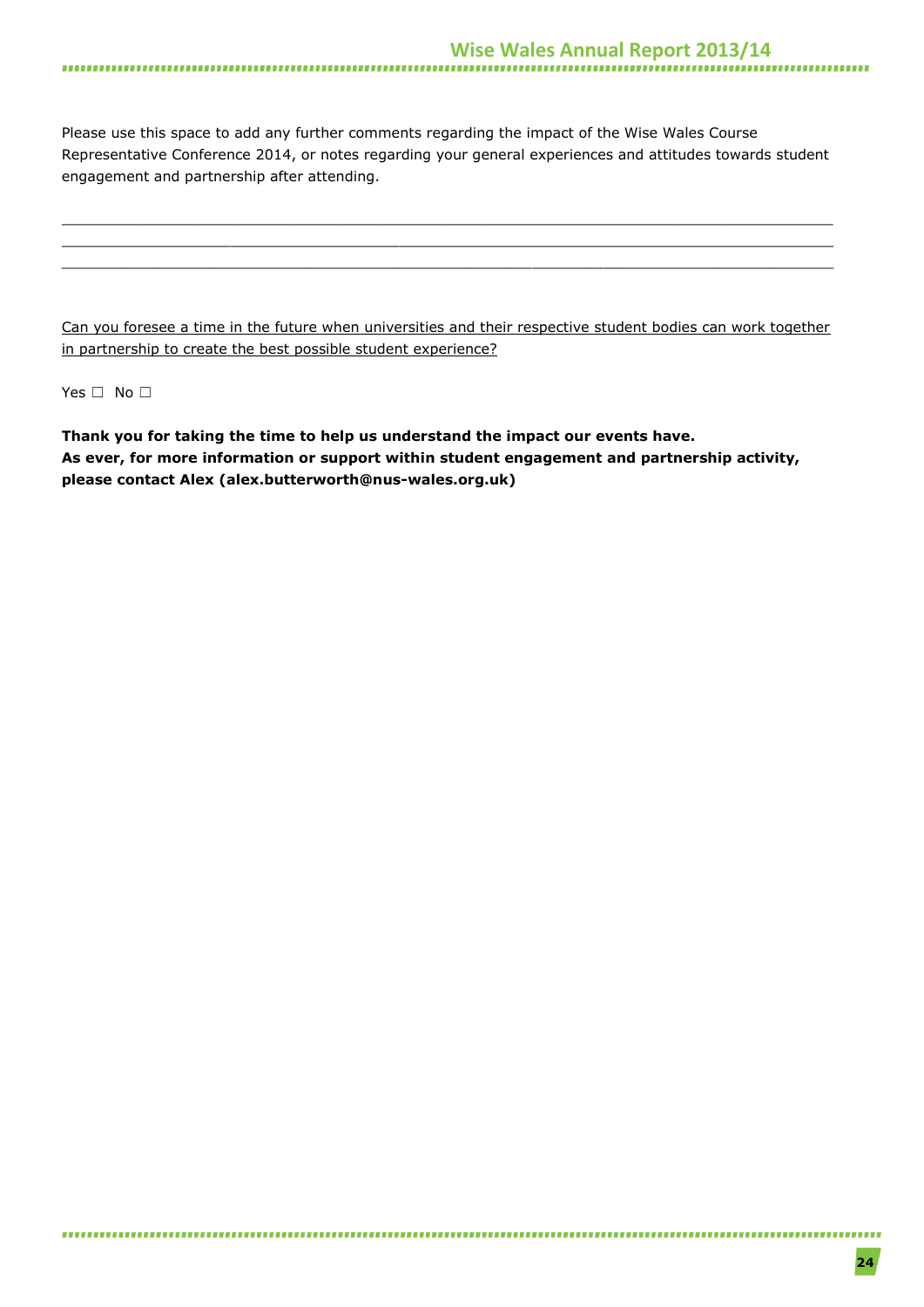Please use this space to add any further comments regarding the impact of the Wise Wales Course Representative Conference 2014, or notes regarding your general experiences and attitudes towards student engagement and partnership after attending.

______________________________________________________________________________
______________________________________________________________________________
______________________________________________________________________________

Can you foresee a time in the future when universities and their respective student bodies can work together in partnership to create the best possible student experience?

Yes ☐ No ☐

**Thank you for taking the time to help us understand the impact our events have.**
**As ever, for more information or support within student engagement and partnership activity, please contact Alex (alex.butterworth@nus-wales.org.uk)**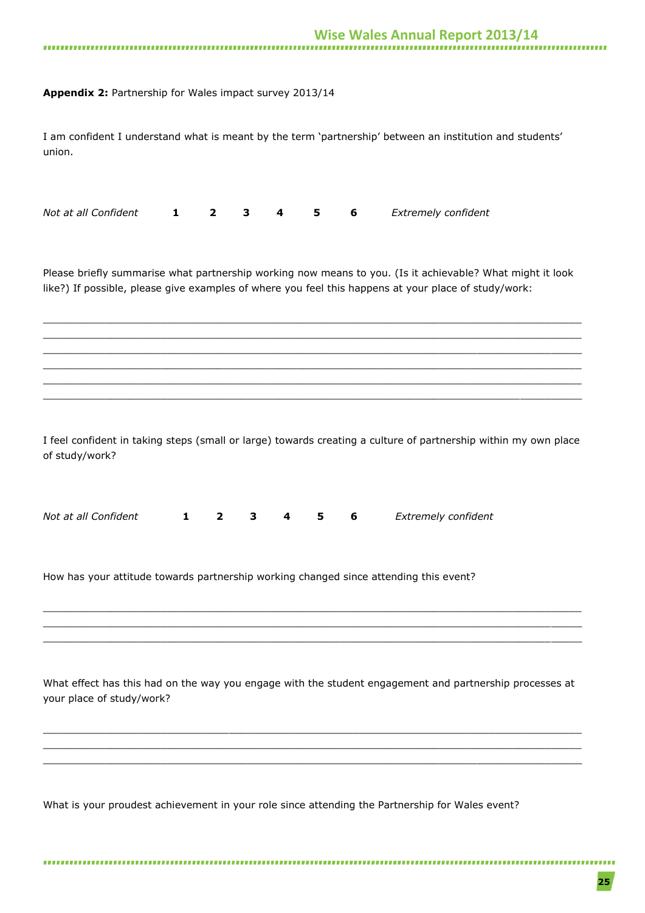**Appendix 2:** Partnership for Wales impact survey 2013/14

I am confident I understand what is meant by the term 'partnership' between an institution and students' union.

*Not at all Confident* **1 2 3 4 5 6** *Extremely confident*

Please briefly summarise what partnership working now means to you. (Is it achievable? What might it look like?) If possible, please give examples of where you feel this happens at your place of study/work:

______________________________________________________________________________
______________________________________________________________________________
______________________________________________________________________________
______________________________________________________________________________
______________________________________________________________________________
______________________________________________________________________________

I feel confident in taking steps (small or large) towards creating a culture of partnership within my own place of study/work?

*Not at all Confident* **1 2 3 4 5 6** *Extremely confident*

How has your attitude towards partnership working changed since attending this event?

______________________________________________________________________________
______________________________________________________________________________
______________________________________________________________________________

What effect has this had on the way you engage with the student engagement and partnership processes at your place of study/work?

______________________________________________________________________________
______________________________________________________________________________
______________________________________________________________________________

What is your proudest achievement in your role since attending the Partnership for Wales event?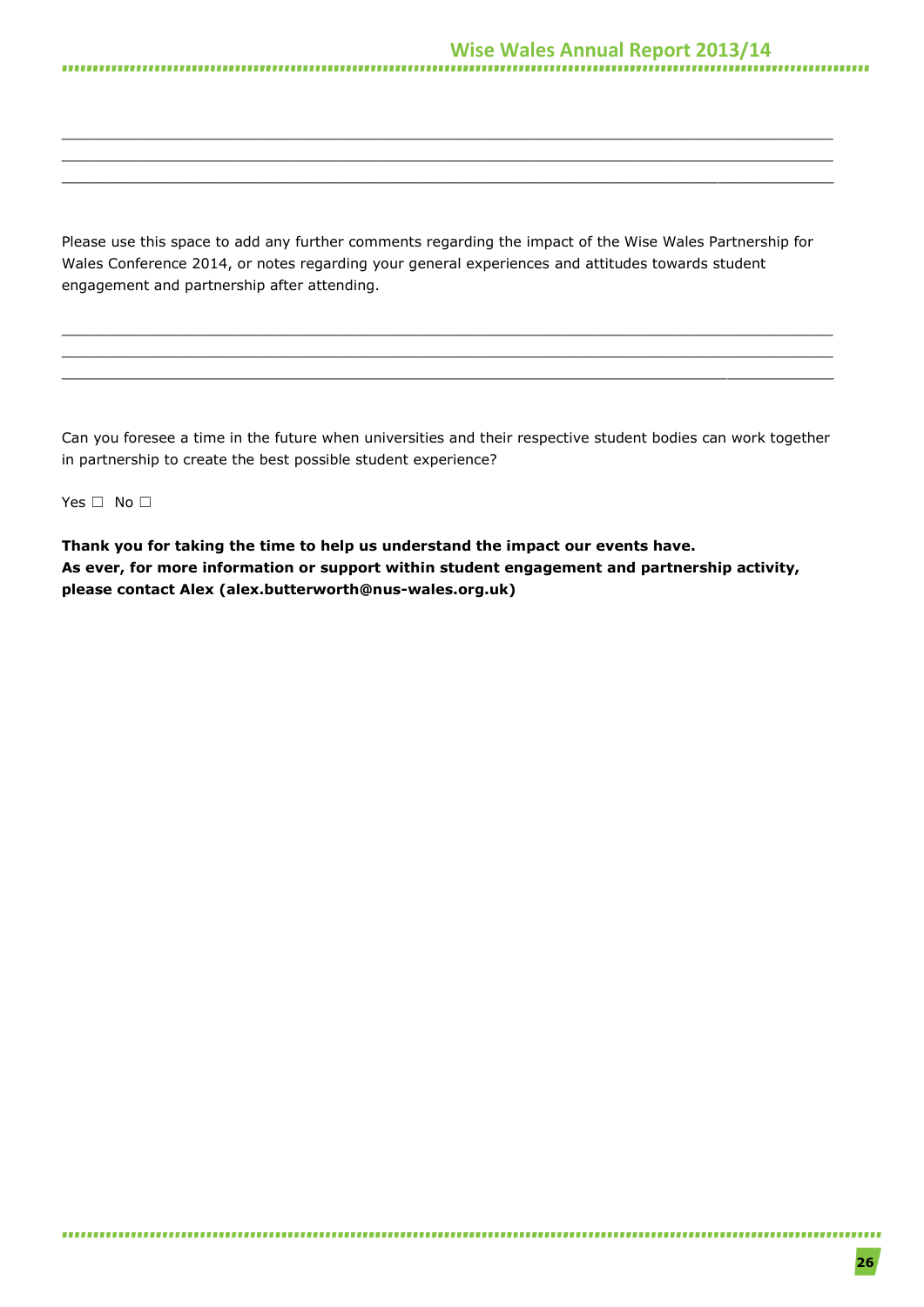\_\_\_\_\_\_\_\_\_\_\_\_\_\_\_\_\_\_\_\_\_\_\_\_\_\_\_\_\_\_\_\_\_\_\_\_\_\_\_\_\_\_\_\_\_\_\_\_\_\_\_\_\_\_\_\_\_\_\_\_\_\_\_\_\_\_\_\_\_\_\_\_\_\_\_\_\_\_
\_\_\_\_\_\_\_\_\_\_\_\_\_\_\_\_\_\_\_\_\_\_\_\_\_\_\_\_\_\_\_\_\_\_\_\_\_\_\_\_\_\_\_\_\_\_\_\_\_\_\_\_\_\_\_\_\_\_\_\_\_\_\_\_\_\_\_\_\_\_\_\_\_\_\_\_\_\_
\_\_\_\_\_\_\_\_\_\_\_\_\_\_\_\_\_\_\_\_\_\_\_\_\_\_\_\_\_\_\_\_\_\_\_\_\_\_\_\_\_\_\_\_\_\_\_\_\_\_\_\_\_\_\_\_\_\_\_\_\_\_\_\_\_\_\_\_\_\_\_\_\_\_\_\_\_\_

Please use this space to add any further comments regarding the impact of the Wise Wales Partnership for Wales Conference 2014, or notes regarding your general experiences and attitudes towards student engagement and partnership after attending.

\_\_\_\_\_\_\_\_\_\_\_\_\_\_\_\_\_\_\_\_\_\_\_\_\_\_\_\_\_\_\_\_\_\_\_\_\_\_\_\_\_\_\_\_\_\_\_\_\_\_\_\_\_\_\_\_\_\_\_\_\_\_\_\_\_\_\_\_\_\_\_\_\_\_\_\_\_\_
\_\_\_\_\_\_\_\_\_\_\_\_\_\_\_\_\_\_\_\_\_\_\_\_\_\_\_\_\_\_\_\_\_\_\_\_\_\_\_\_\_\_\_\_\_\_\_\_\_\_\_\_\_\_\_\_\_\_\_\_\_\_\_\_\_\_\_\_\_\_\_\_\_\_\_\_\_\_
\_\_\_\_\_\_\_\_\_\_\_\_\_\_\_\_\_\_\_\_\_\_\_\_\_\_\_\_\_\_\_\_\_\_\_\_\_\_\_\_\_\_\_\_\_\_\_\_\_\_\_\_\_\_\_\_\_\_\_\_\_\_\_\_\_\_\_\_\_\_\_\_\_\_\_\_\_\_

Can you foresee a time in the future when universities and their respective student bodies can work together in partnership to create the best possible student experience?

Yes ☐ No ☐

**Thank you for taking the time to help us understand the impact our events have.**
**As ever, for more information or support within student engagement and partnership activity, please contact Alex (alex.butterworth@nus-wales.org.uk)**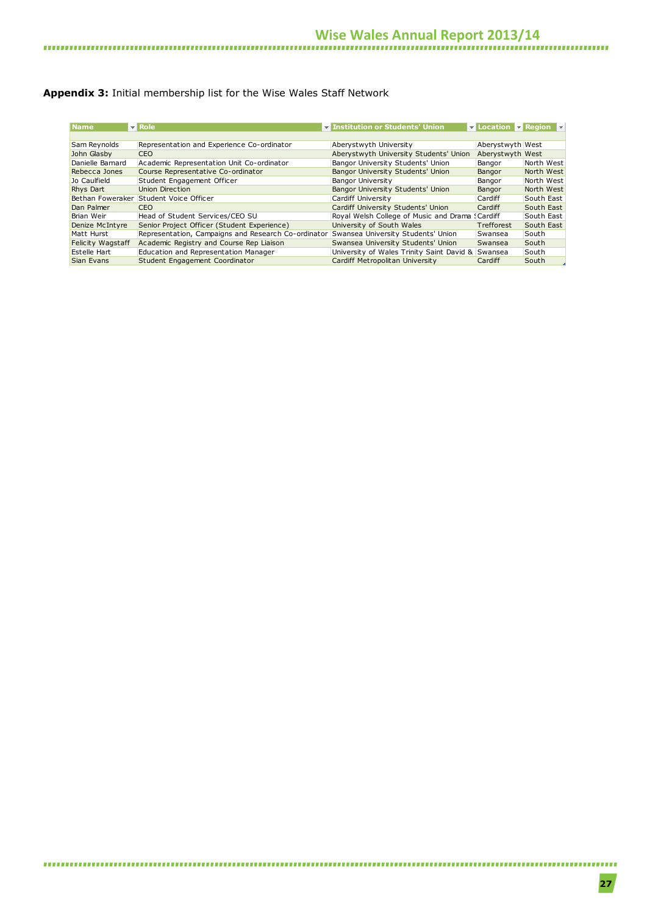**Appendix 3:** Initial membership list for the Wise Wales Staff Network

| Name | Role | Institution or Students' Union | Location | Region |
|---|---|---|---|---|
| Sam Reynolds | Representation and Experience Co-ordinator | Aberystwyth University | Aberystwyth | West |
| John Glasby | CEO | Aberystwyth University Students' Union | Aberystwyth | West |
| Danielle Barnard | Academic Representation Unit Co-ordinator | Bangor University Students' Union | Bangor | North West |
| Rebecca Jones | Course Representative Co-ordinator | Bangor University Students' Union | Bangor | North West |
| Jo Caulfield | Student Engagement Officer | Bangor University | Bangor | North West |
| Rhys Dart | Union Direction | Bangor University Students' Union | Bangor | North West |
| Bethan Foweraker | Student Voice Officer | Cardiff University | Cardiff | South East |
| Dan Palmer | CEO | Cardiff University Students' Union | Cardiff | South East |
| Brian Weir | Head of Student Services/CEO SU | Royal Welsh College of Music and Drama S | Cardiff | South East |
| Denize McIntyre | Senior Project Officer (Student Experience) | University of South Wales | Trefforest | South East |
| Matt Hurst | Representation, Campaigns and Research Co-ordinator | Swansea University Students' Union | Swansea | South |
| Felicity Wagstaff | Academic Registry and Course Rep Liaison | Swansea University Students' Union | Swansea | South |
| Estelle Hart | Education and Representation Manager | University of Wales Trinity Saint David & | Swansea | South |
| Sian Evans | Student Engagement Coordinator | Cardiff Metropolitan University | Cardiff | South |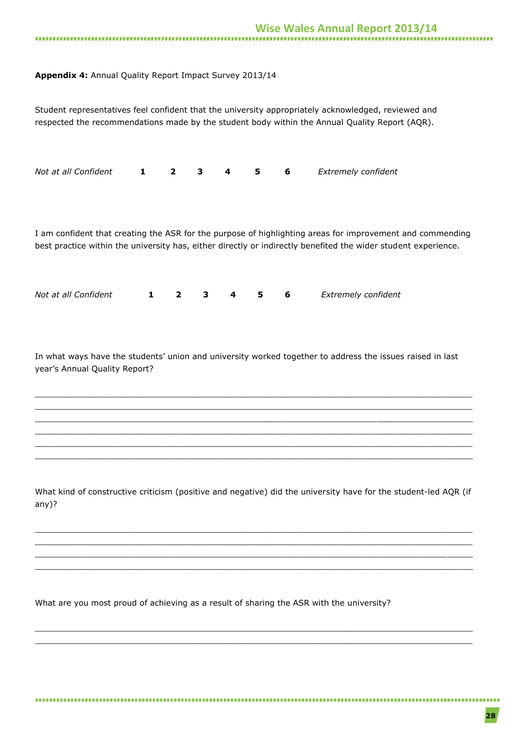**Appendix 4:** Annual Quality Report Impact Survey 2013/14

Student representatives feel confident that the university appropriately acknowledged, reviewed and respected the recommendations made by the student body within the Annual Quality Report (AQR).

*Not at all Confident* **1 2 3 4 5 6** *Extremely confident*

I am confident that creating the ASR for the purpose of highlighting areas for improvement and commending best practice within the university has, either directly or indirectly benefited the wider student experience.

*Not at all Confident* **1 2 3 4 5 6** *Extremely confident*

In what ways have the students' union and university worked together to address the issues raised in last year's Annual Quality Report?

______________________________________________________________________________
______________________________________________________________________________
______________________________________________________________________________
______________________________________________________________________________
______________________________________________________________________________
______________________________________________________________________________

What kind of constructive criticism (positive and negative) did the university have for the student-led AQR (if any)?

______________________________________________________________________________
______________________________________________________________________________
______________________________________________________________________________
______________________________________________________________________________

What are you most proud of achieving as a result of sharing the ASR with the university?

______________________________________________________________________________
______________________________________________________________________________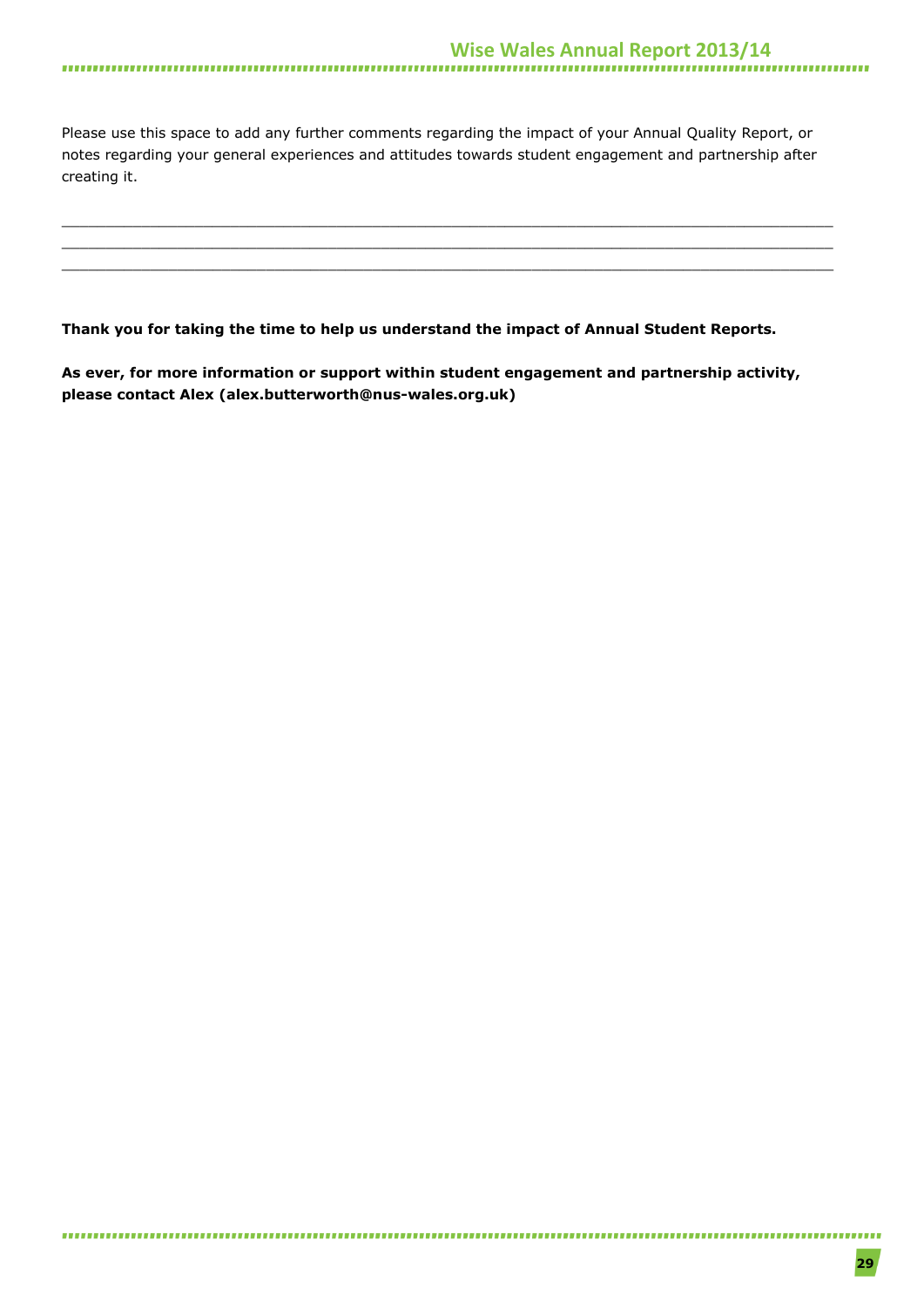Please use this space to add any further comments regarding the impact of your Annual Quality Report, or notes regarding your general experiences and attitudes towards student engagement and partnership after creating it.

________________________________________________________________________________
________________________________________________________________________________
________________________________________________________________________________

**Thank you for taking the time to help us understand the impact of Annual Student Reports.**

**As ever, for more information or support within student engagement and partnership activity, please contact Alex (alex.butterworth@nus-wales.org.uk)**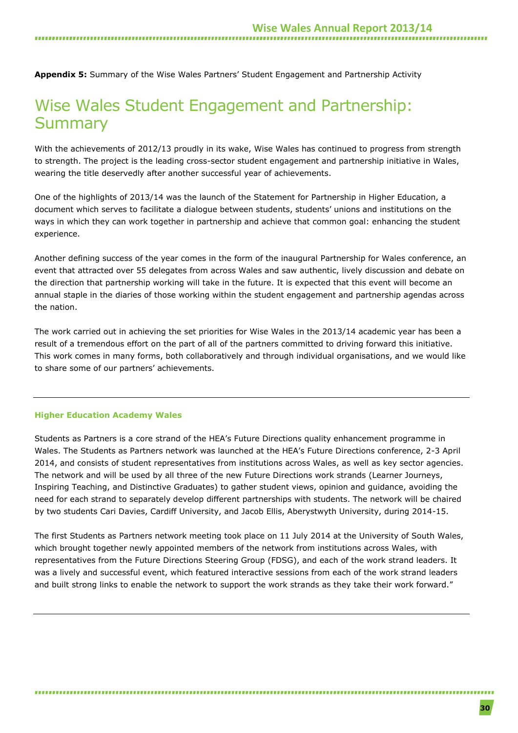**Appendix 5:** Summary of the Wise Wales Partners' Student Engagement and Partnership Activity

# Wise Wales Student Engagement and Partnership: Summary

With the achievements of 2012/13 proudly in its wake, Wise Wales has continued to progress from strength to strength. The project is the leading cross-sector student engagement and partnership initiative in Wales, wearing the title deservedly after another successful year of achievements.

One of the highlights of 2013/14 was the launch of the Statement for Partnership in Higher Education, a document which serves to facilitate a dialogue between students, students' unions and institutions on the ways in which they can work together in partnership and achieve that common goal: enhancing the student experience.

Another defining success of the year comes in the form of the inaugural Partnership for Wales conference, an event that attracted over 55 delegates from across Wales and saw authentic, lively discussion and debate on the direction that partnership working will take in the future. It is expected that this event will become an annual staple in the diaries of those working within the student engagement and partnership agendas across the nation.

The work carried out in achieving the set priorities for Wise Wales in the 2013/14 academic year has been a result of a tremendous effort on the part of all of the partners committed to driving forward this initiative. This work comes in many forms, both collaboratively and through individual organisations, and we would like to share some of our partners' achievements.

---

### Higher Education Academy Wales

Students as Partners is a core strand of the HEA's Future Directions quality enhancement programme in Wales. The Students as Partners network was launched at the HEA's Future Directions conference, 2-3 April 2014, and consists of student representatives from institutions across Wales, as well as key sector agencies. The network and will be used by all three of the new Future Directions work strands (Learner Journeys, Inspiring Teaching, and Distinctive Graduates) to gather student views, opinion and guidance, avoiding the need for each strand to separately develop different partnerships with students. The network will be chaired by two students Cari Davies, Cardiff University, and Jacob Ellis, Aberystwyth University, during 2014-15.

The first Students as Partners network meeting took place on 11 July 2014 at the University of South Wales, which brought together newly appointed members of the network from institutions across Wales, with representatives from the Future Directions Steering Group (FDSG), and each of the work strand leaders. It was a lively and successful event, which featured interactive sessions from each of the work strand leaders and built strong links to enable the network to support the work strands as they take their work forward."

---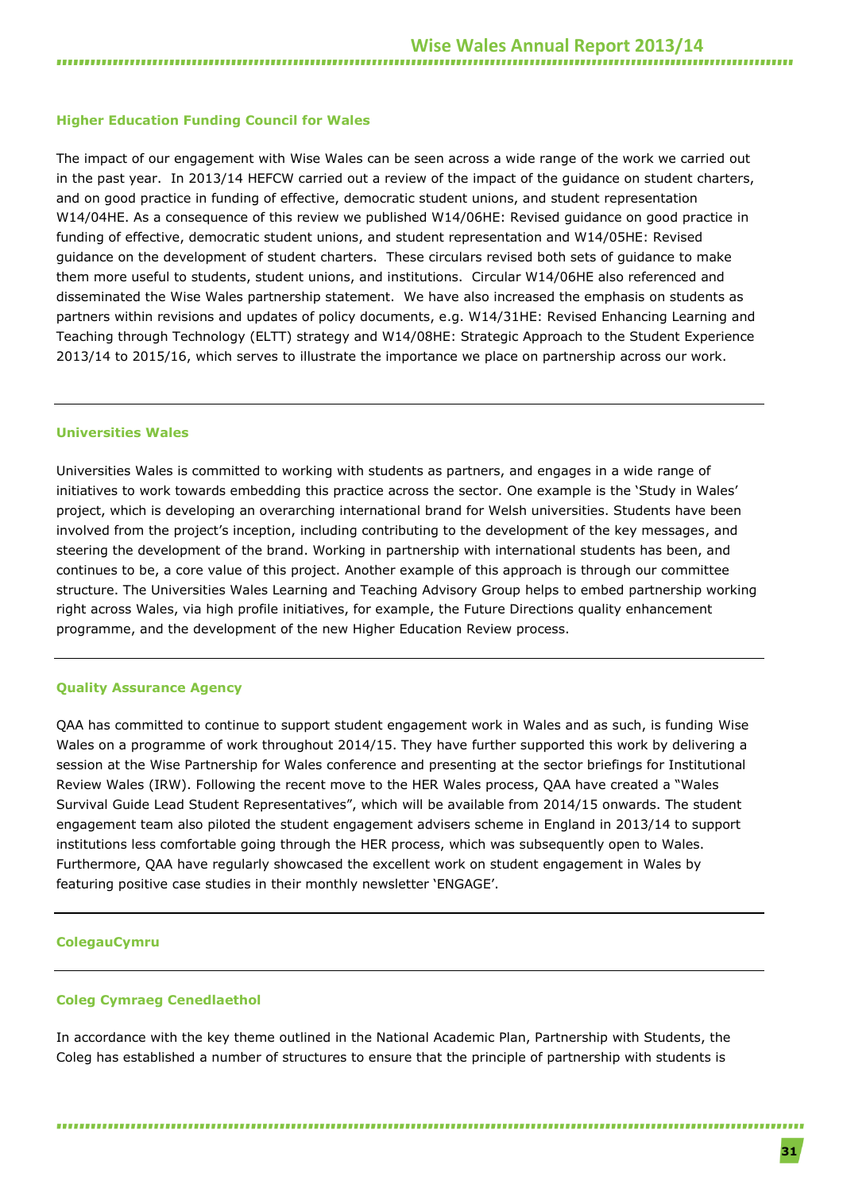### Higher Education Funding Council for Wales

The impact of our engagement with Wise Wales can be seen across a wide range of the work we carried out in the past year. In 2013/14 HEFCW carried out a review of the impact of the guidance on student charters, and on good practice in funding of effective, democratic student unions, and student representation W14/04HE. As a consequence of this review we published W14/06HE: Revised guidance on good practice in funding of effective, democratic student unions, and student representation and W14/05HE: Revised guidance on the development of student charters. These circulars revised both sets of guidance to make them more useful to students, student unions, and institutions. Circular W14/06HE also referenced and disseminated the Wise Wales partnership statement. We have also increased the emphasis on students as partners within revisions and updates of policy documents, e.g. W14/31HE: Revised Enhancing Learning and Teaching through Technology (ELTT) strategy and W14/08HE: Strategic Approach to the Student Experience 2013/14 to 2015/16, which serves to illustrate the importance we place on partnership across our work.

---

### Universities Wales

Universities Wales is committed to working with students as partners, and engages in a wide range of initiatives to work towards embedding this practice across the sector. One example is the 'Study in Wales' project, which is developing an overarching international brand for Welsh universities. Students have been involved from the project's inception, including contributing to the development of the key messages, and steering the development of the brand. Working in partnership with international students has been, and continues to be, a core value of this project. Another example of this approach is through our committee structure. The Universities Wales Learning and Teaching Advisory Group helps to embed partnership working right across Wales, via high profile initiatives, for example, the Future Directions quality enhancement programme, and the development of the new Higher Education Review process.

---

### Quality Assurance Agency

QAA has committed to continue to support student engagement work in Wales and as such, is funding Wise Wales on a programme of work throughout 2014/15. They have further supported this work by delivering a session at the Wise Partnership for Wales conference and presenting at the sector briefings for Institutional Review Wales (IRW). Following the recent move to the HER Wales process, QAA have created a "Wales Survival Guide Lead Student Representatives", which will be available from 2014/15 onwards. The student engagement team also piloted the student engagement advisers scheme in England in 2013/14 to support institutions less comfortable going through the HER process, which was subsequently open to Wales. Furthermore, QAA have regularly showcased the excellent work on student engagement in Wales by featuring positive case studies in their monthly newsletter 'ENGAGE'.

---

### ColegauCymru

---

### Coleg Cymraeg Cenedlaethol

In accordance with the key theme outlined in the National Academic Plan, Partnership with Students, the Coleg has established a number of structures to ensure that the principle of partnership with students is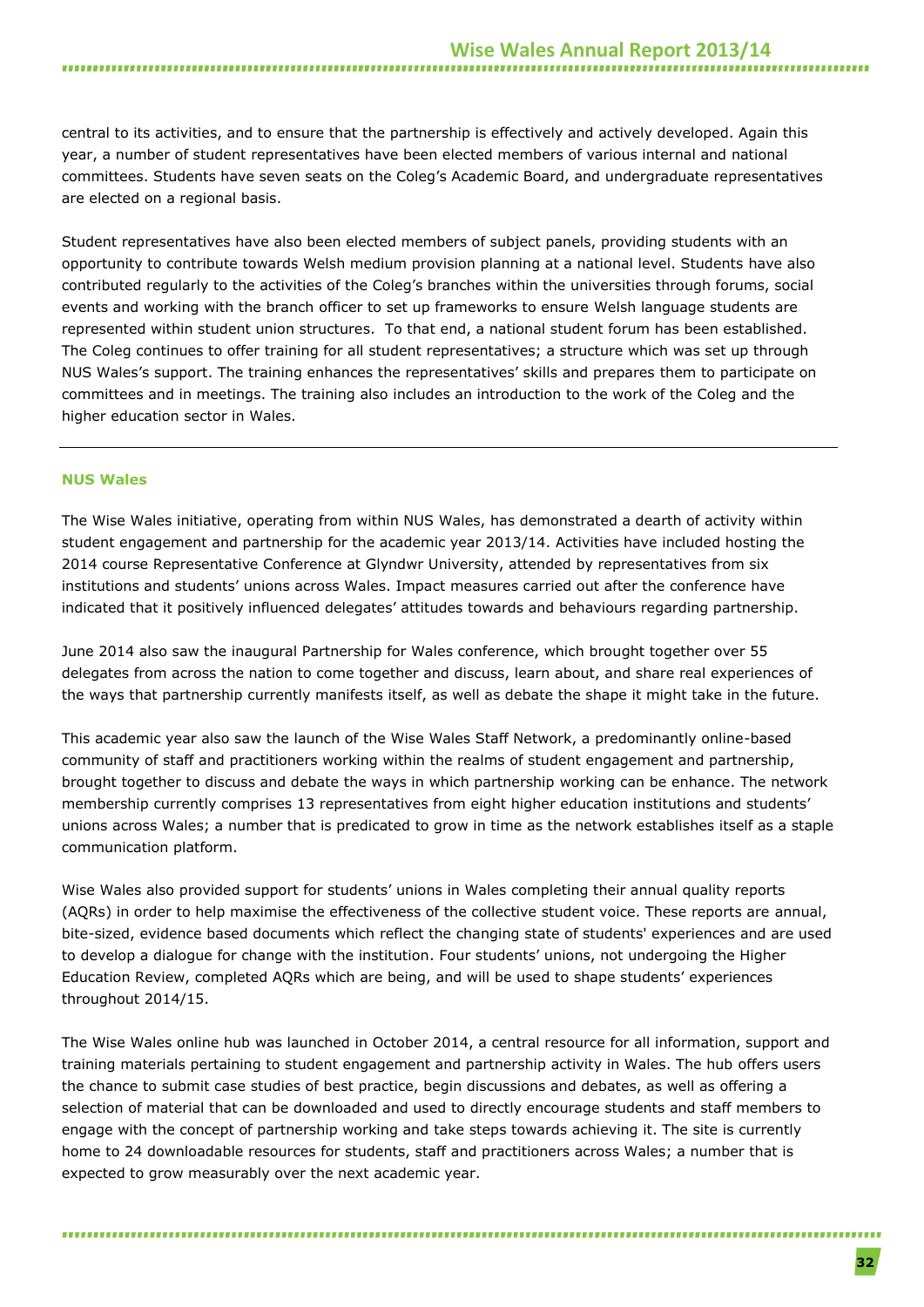central to its activities, and to ensure that the partnership is effectively and actively developed. Again this year, a number of student representatives have been elected members of various internal and national committees. Students have seven seats on the Coleg's Academic Board, and undergraduate representatives are elected on a regional basis.

Student representatives have also been elected members of subject panels, providing students with an opportunity to contribute towards Welsh medium provision planning at a national level. Students have also contributed regularly to the activities of the Coleg's branches within the universities through forums, social events and working with the branch officer to set up frameworks to ensure Welsh language students are represented within student union structures. To that end, a national student forum has been established. The Coleg continues to offer training for all student representatives; a structure which was set up through NUS Wales's support. The training enhances the representatives' skills and prepares them to participate on committees and in meetings. The training also includes an introduction to the work of the Coleg and the higher education sector in Wales.

---

### NUS Wales

The Wise Wales initiative, operating from within NUS Wales, has demonstrated a dearth of activity within student engagement and partnership for the academic year 2013/14. Activities have included hosting the 2014 course Representative Conference at Glyndwr University, attended by representatives from six institutions and students' unions across Wales. Impact measures carried out after the conference have indicated that it positively influenced delegates' attitudes towards and behaviours regarding partnership.

June 2014 also saw the inaugural Partnership for Wales conference, which brought together over 55 delegates from across the nation to come together and discuss, learn about, and share real experiences of the ways that partnership currently manifests itself, as well as debate the shape it might take in the future.

This academic year also saw the launch of the Wise Wales Staff Network, a predominantly online-based community of staff and practitioners working within the realms of student engagement and partnership, brought together to discuss and debate the ways in which partnership working can be enhance. The network membership currently comprises 13 representatives from eight higher education institutions and students' unions across Wales; a number that is predicated to grow in time as the network establishes itself as a staple communication platform.

Wise Wales also provided support for students' unions in Wales completing their annual quality reports (AQRs) in order to help maximise the effectiveness of the collective student voice. These reports are annual, bite-sized, evidence based documents which reflect the changing state of students' experiences and are used to develop a dialogue for change with the institution. Four students' unions, not undergoing the Higher Education Review, completed AQRs which are being, and will be used to shape students' experiences throughout 2014/15.

The Wise Wales online hub was launched in October 2014, a central resource for all information, support and training materials pertaining to student engagement and partnership activity in Wales. The hub offers users the chance to submit case studies of best practice, begin discussions and debates, as well as offering a selection of material that can be downloaded and used to directly encourage students and staff members to engage with the concept of partnership working and take steps towards achieving it. The site is currently home to 24 downloadable resources for students, staff and practitioners across Wales; a number that is expected to grow measurably over the next academic year.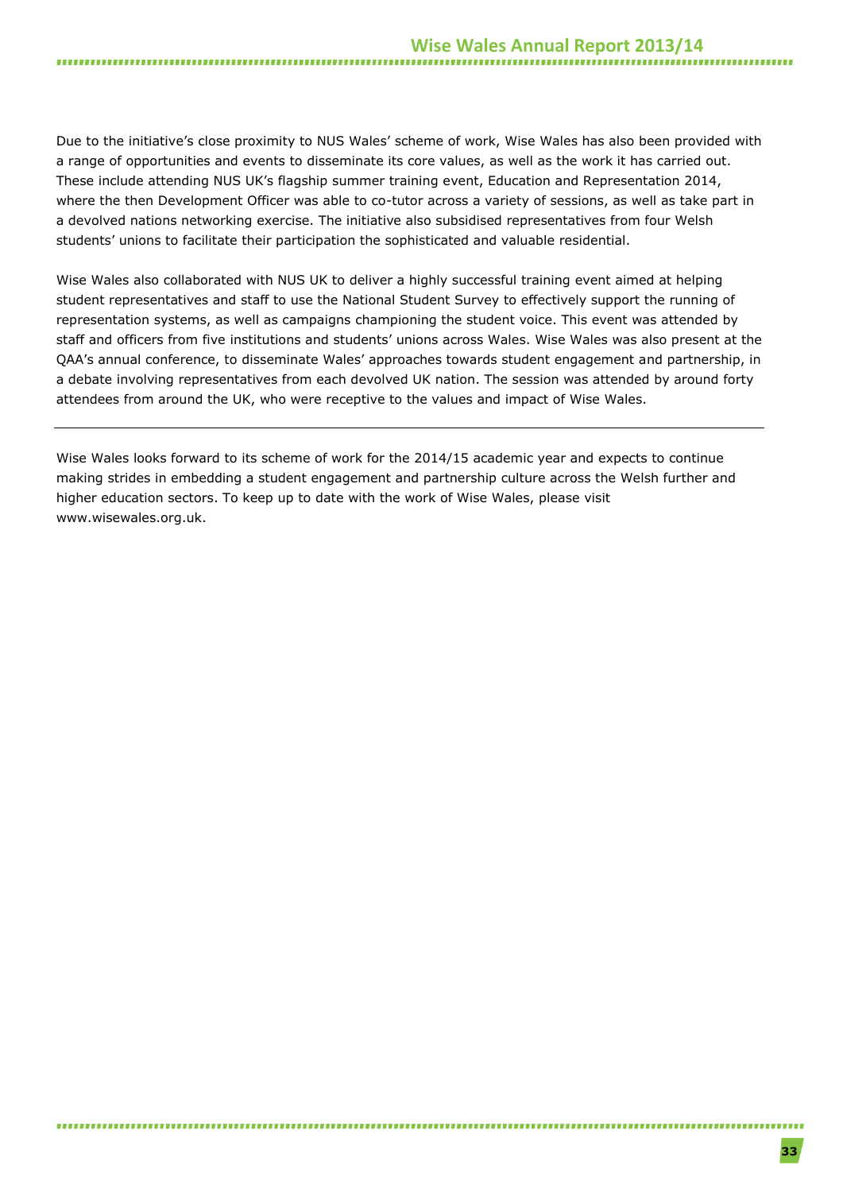Due to the initiative's close proximity to NUS Wales' scheme of work, Wise Wales has also been provided with a range of opportunities and events to disseminate its core values, as well as the work it has carried out. These include attending NUS UK's flagship summer training event, Education and Representation 2014, where the then Development Officer was able to co-tutor across a variety of sessions, as well as take part in a devolved nations networking exercise. The initiative also subsidised representatives from four Welsh students' unions to facilitate their participation the sophisticated and valuable residential.

Wise Wales also collaborated with NUS UK to deliver a highly successful training event aimed at helping student representatives and staff to use the National Student Survey to effectively support the running of representation systems, as well as campaigns championing the student voice. This event was attended by staff and officers from five institutions and students' unions across Wales. Wise Wales was also present at the QAA's annual conference, to disseminate Wales' approaches towards student engagement and partnership, in a debate involving representatives from each devolved UK nation. The session was attended by around forty attendees from around the UK, who were receptive to the values and impact of Wise Wales.

---

Wise Wales looks forward to its scheme of work for the 2014/15 academic year and expects to continue making strides in embedding a student engagement and partnership culture across the Welsh further and higher education sectors. To keep up to date with the work of Wise Wales, please visit www.wisewales.org.uk.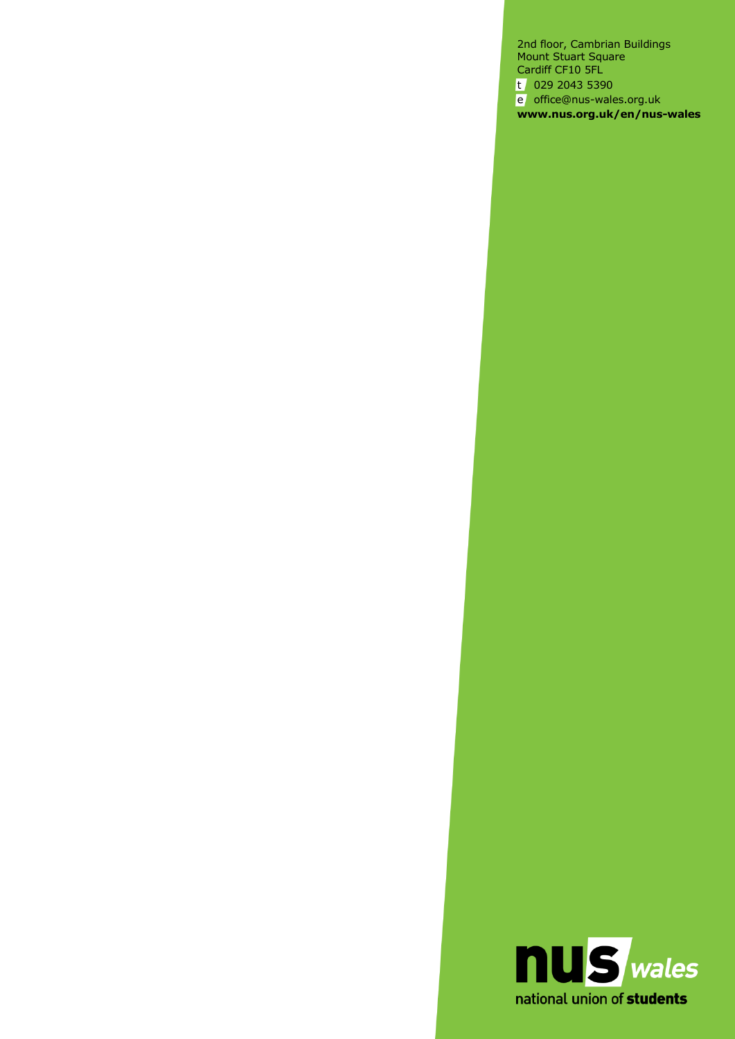2nd floor, Cambrian Buildings
Mount Stuart Square
Cardiff CF10 5FL

t 029 2043 5390

e office@nus-wales.org.uk

**www.nus.org.uk/en/nus-wales**

nus wales
national union of **students**